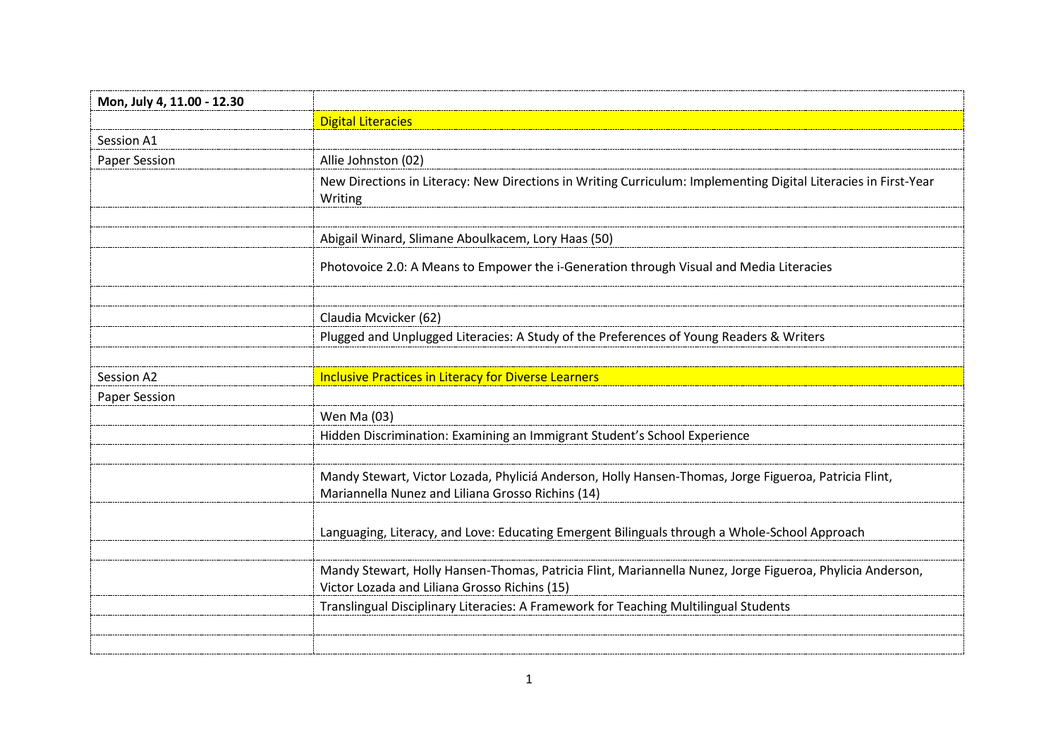| Mon, July 4, 11.00 - 12.30 | |
| --- | --- |
| | Digital Literacies |
| Session A1 | |
| Paper Session | Allie Johnston (02) |
| | New Directions in Literacy: New Directions in Writing Curriculum: Implementing Digital Literacies in First-Year Writing |
| | |
| | Abigail Winard, Slimane Aboulkacem, Lory Haas (50) |
| | Photovoice 2.0: A Means to Empower the i-Generation through Visual and Media Literacies |
| | |
| | Claudia Mcvicker (62) |
| | Plugged and Unplugged Literacies: A Study of the Preferences of Young Readers & Writers |
| | |
| Session A2 | Inclusive Practices in Literacy for Diverse Learners |
| Paper Session | |
| | Wen Ma (03) |
| | Hidden Discrimination: Examining an Immigrant Student's School Experience |
| | |
| | Mandy Stewart, Victor Lozada, Phyliciá Anderson, Holly Hansen-Thomas, Jorge Figueroa, Patricia Flint, Mariannella Nunez and Liliana Grosso Richins (14) |
| | Languaging, Literacy, and Love: Educating Emergent Bilinguals through a Whole-School Approach |
| | |
| | Mandy Stewart, Holly Hansen-Thomas, Patricia Flint, Mariannella Nunez, Jorge Figueroa, Phylicia Anderson, Victor Lozada and Liliana Grosso Richins (15) |
| | Translingual Disciplinary Literacies: A Framework for Teaching Multilingual Students |
| | |
| | |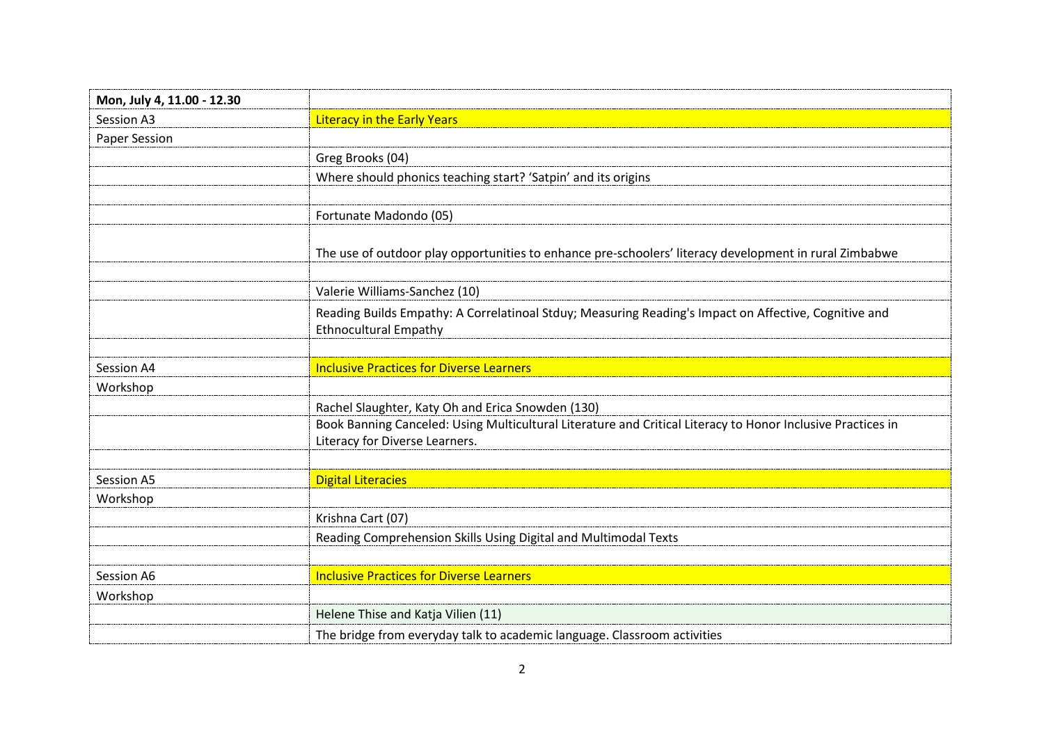| Mon, July 4, 11.00 - 12.30 | |
|---|---|
| Session A3 | Literacy in the Early Years |
| Paper Session | |
| | Greg Brooks (04) |
| | Where should phonics teaching start? 'Satpin' and its origins |
| | |
| | Fortunate Madondo (05) |
| | The use of outdoor play opportunities to enhance pre-schoolers' literacy development in rural Zimbabwe |
| | |
| | Valerie Williams-Sanchez (10) |
| | Reading Builds Empathy: A Correlatinoal Stduy; Measuring Reading's Impact on Affective, Cognitive and Ethnocultural Empathy |
| | |
| Session A4 | Inclusive Practices for Diverse Learners |
| Workshop | |
| | Rachel Slaughter, Katy Oh and Erica Snowden (130) |
| | Book Banning Canceled: Using Multicultural Literature and Critical Literacy to Honor Inclusive Practices in Literacy for Diverse Learners. |
| | |
| Session A5 | Digital Literacies |
| Workshop | |
| | Krishna Cart (07) |
| | Reading Comprehension Skills Using Digital and Multimodal Texts |
| | |
| Session A6 | Inclusive Practices for Diverse Learners |
| Workshop | |
| | Helene Thise and Katja Vilien (11) |
| | The bridge from everyday talk to academic language. Classroom activities |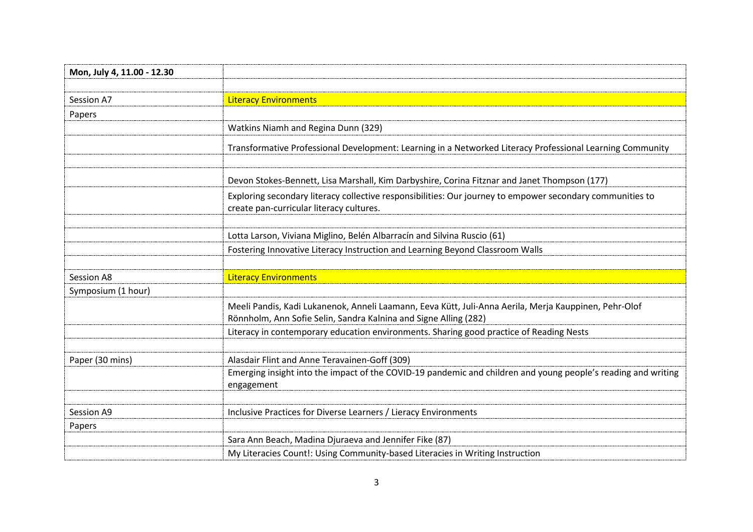| Mon, July 4, 11.00 - 12.30 | |
|---|---|
| | |
| Session A7 | Literacy Environments |
| Papers | |
| | Watkins Niamh and Regina Dunn (329) |
| | Transformative Professional Development: Learning in a Networked Literacy Professional Learning Community |
| | |
| | Devon Stokes-Bennett, Lisa Marshall, Kim Darbyshire, Corina Fitznar and Janet Thompson (177) |
| | Exploring secondary literacy collective responsibilities: Our journey to empower secondary communities to create pan-curricular literacy cultures. |
| | |
| | Lotta Larson, Viviana Miglino, Belén Albarracín and Silvina Ruscio (61) |
| | Fostering Innovative Literacy Instruction and Learning Beyond Classroom Walls |
| | |
| Session A8 | Literacy Environments |
| Symposium (1 hour) | |
| | Meeli Pandis, Kadi Lukanenok, Anneli Laamann, Eeva Kütt, Juli-Anna Aerila, Merja Kauppinen, Pehr-Olof Rönnholm, Ann Sofie Selin, Sandra Kalnina and Signe Alling (282) |
| | Literacy in contemporary education environments. Sharing good practice of Reading Nests |
| | |
| Paper (30 mins) | Alasdair Flint and Anne Teravainen-Goff (309) |
| | Emerging insight into the impact of the COVID-19 pandemic and children and young people's reading and writing engagement |
| | |
| Session A9 | Inclusive Practices for Diverse Learners / Lieracy Environments |
| Papers | |
| | Sara Ann Beach, Madina Djuraeva and Jennifer Fike (87) |
| | My Literacies Count!: Using Community-based Literacies in Writing Instruction |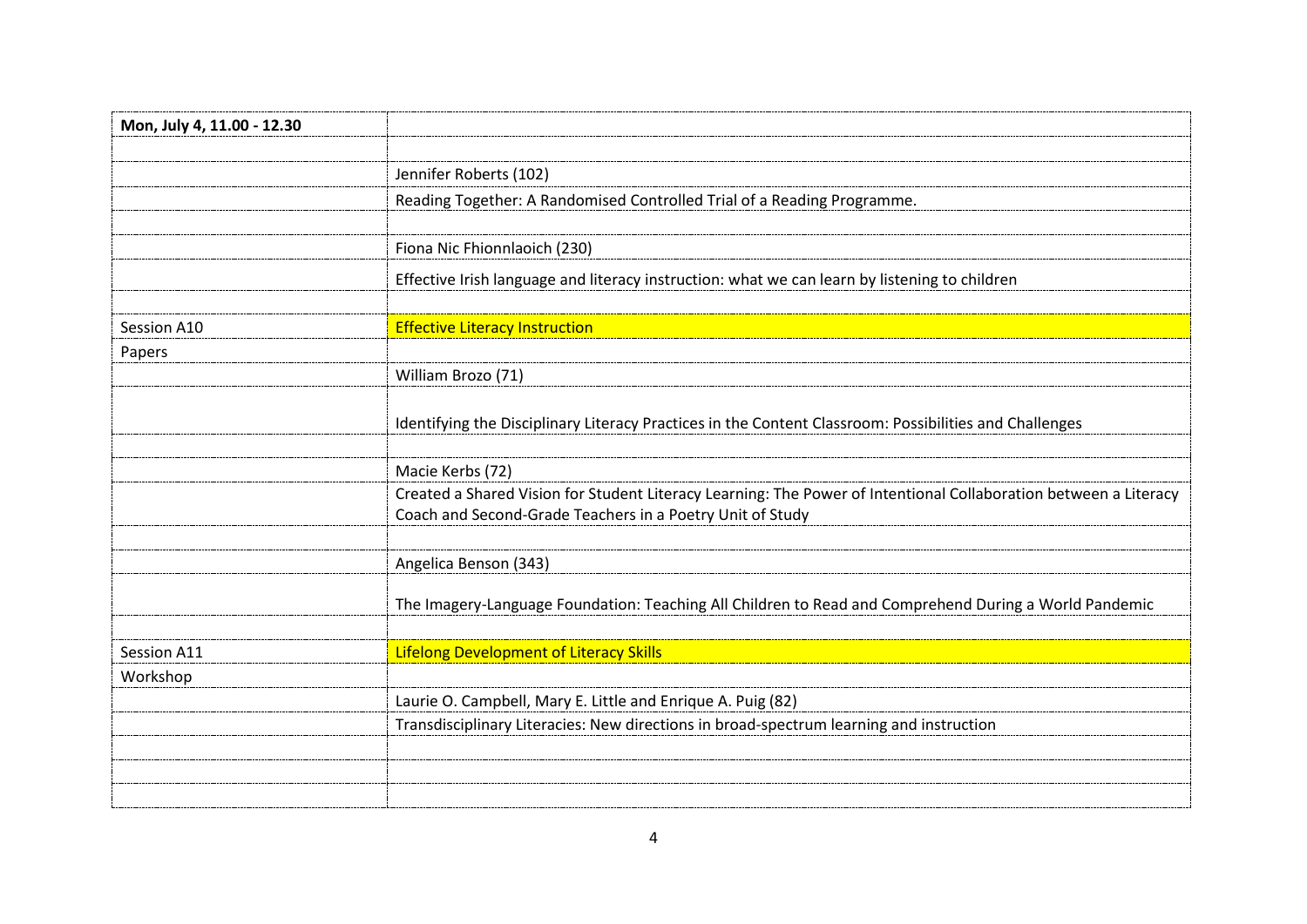| Mon, July 4, 11.00 - 12.30 | |
|---|---|
| | |
| | Jennifer Roberts (102) |
| | Reading Together: A Randomised Controlled Trial of a Reading Programme. |
| | |
| | Fiona Nic Fhionnlaoich (230) |
| | Effective Irish language and literacy instruction: what we can learn by listening to children |
| | |
| Session A10 | Effective Literacy Instruction |
| Papers | |
| | William Brozo (71) |
| | Identifying the Disciplinary Literacy Practices in the Content Classroom: Possibilities and Challenges |
| | |
| | Macie Kerbs (72) |
| | Created a Shared Vision for Student Literacy Learning: The Power of Intentional Collaboration between a Literacy Coach and Second-Grade Teachers in a Poetry Unit of Study |
| | |
| | Angelica Benson (343) |
| | The Imagery-Language Foundation: Teaching All Children to Read and Comprehend During a World Pandemic |
| | |
| Session A11 | Lifelong Development of Literacy Skills |
| Workshop | |
| | Laurie O. Campbell, Mary E. Little and Enrique A. Puig (82) |
| | Transdisciplinary Literacies: New directions in broad-spectrum learning and instruction |
| | |
| | |
| | |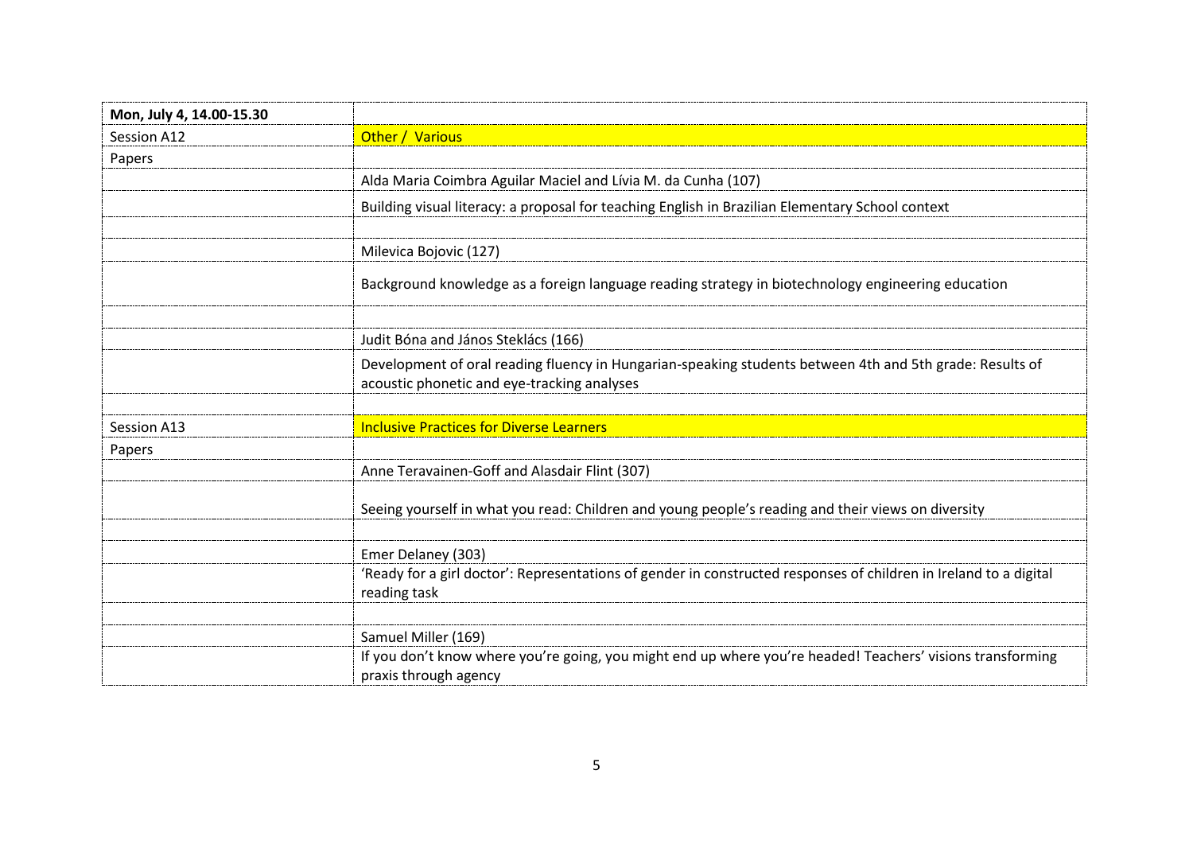| **Mon, July 4, 14.00-15.30** | |
|---|---|
| Session A12 | Other / Various |
| Papers | |
| | Alda Maria Coimbra Aguilar Maciel and Lívia M. da Cunha (107) |
| | Building visual literacy: a proposal for teaching English in Brazilian Elementary School context |
| | |
| | Milevica Bojovic (127) |
| | Background knowledge as a foreign language reading strategy in biotechnology engineering education |
| | |
| | Judit Bóna and János Steklács (166) |
| | Development of oral reading fluency in Hungarian-speaking students between 4th and 5th grade: Results of acoustic phonetic and eye-tracking analyses |
| | |
| Session A13 | Inclusive Practices for Diverse Learners |
| Papers | |
| | Anne Teravainen-Goff and Alasdair Flint (307) |
| | Seeing yourself in what you read: Children and young people's reading and their views on diversity |
| | |
| | Emer Delaney (303) |
| | 'Ready for a girl doctor': Representations of gender in constructed responses of children in Ireland to a digital reading task |
| | |
| | Samuel Miller (169) |
| | If you don't know where you're going, you might end up where you're headed! Teachers' visions transforming praxis through agency |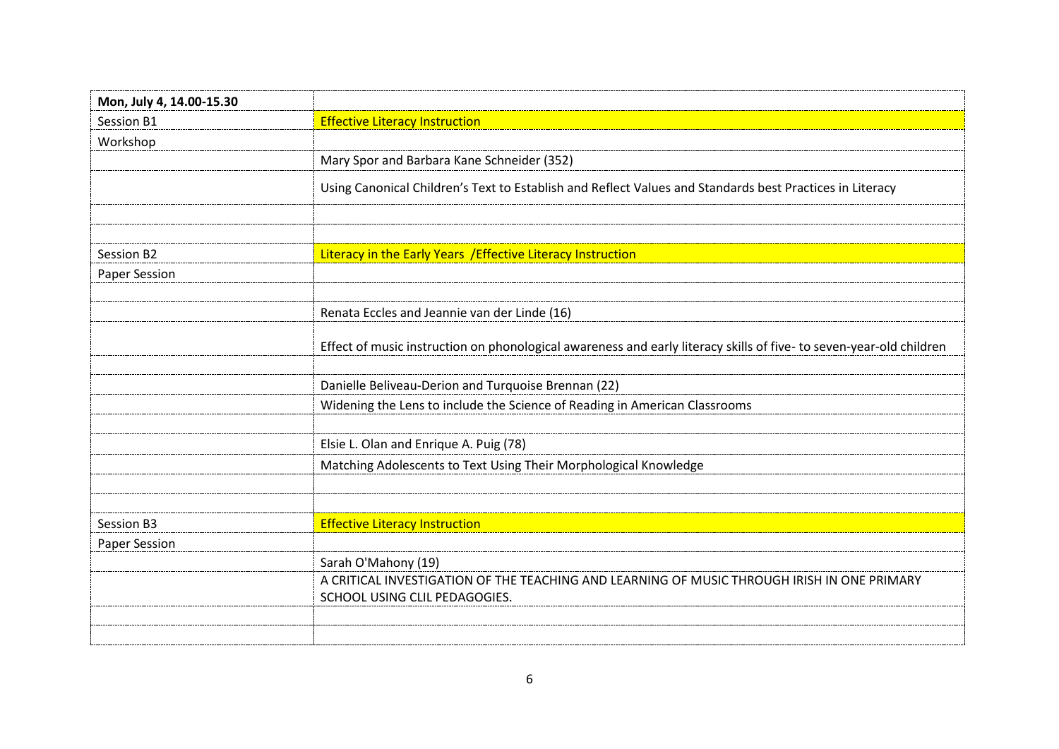| Mon, July 4, 14.00-15.30 | |
|---|---|
| Session B1 | Effective Literacy Instruction |
| Workshop | |
| | Mary Spor and Barbara Kane Schneider (352) |
| | Using Canonical Children's Text to Establish and Reflect Values and Standards best Practices in Literacy |
| | |
| | |
| Session B2 | Literacy in the Early Years /Effective Literacy Instruction |
| Paper Session | |
| | |
| | Renata Eccles and Jeannie van der Linde (16) |
| | Effect of music instruction on phonological awareness and early literacy skills of five- to seven-year-old children |
| | |
| | Danielle Beliveau-Derion and Turquoise Brennan (22) |
| | Widening the Lens to include the Science of Reading in American Classrooms |
| | |
| | Elsie L. Olan and Enrique A. Puig (78) |
| | Matching Adolescents to Text Using Their Morphological Knowledge |
| | |
| | |
| Session B3 | Effective Literacy Instruction |
| Paper Session | |
| | Sarah O'Mahony (19) |
| | A CRITICAL INVESTIGATION OF THE TEACHING AND LEARNING OF MUSIC THROUGH IRISH IN ONE PRIMARY SCHOOL USING CLIL PEDAGOGIES. |
| | |
| | |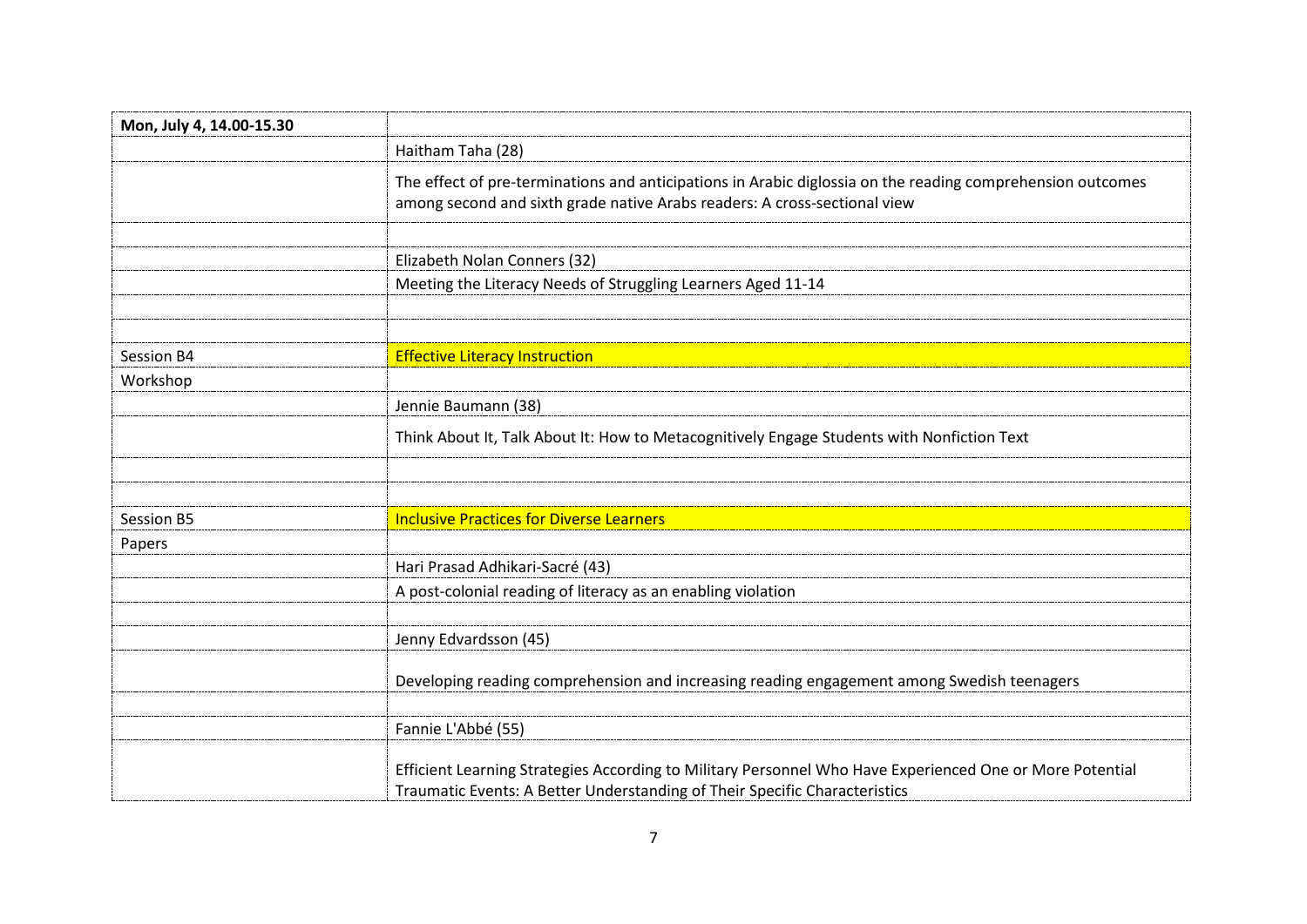| Mon, July 4, 14.00-15.30 | |
|---|---|
| | Haitham Taha (28) |
| | The effect of pre-terminations and anticipations in Arabic diglossia on the reading comprehension outcomes among second and sixth grade native Arabs readers: A cross-sectional view |
| | |
| | Elizabeth Nolan Conners (32) |
| | Meeting the Literacy Needs of Struggling Learners Aged 11-14 |
| | |
| | |
| Session B4 | Effective Literacy Instruction |
| Workshop | |
| | Jennie Baumann (38) |
| | Think About It, Talk About It: How to Metacognitively Engage Students with Nonfiction Text |
| | |
| | |
| Session B5 | Inclusive Practices for Diverse Learners |
| Papers | |
| | Hari Prasad Adhikari-Sacré (43) |
| | A post-colonial reading of literacy as an enabling violation |
| | |
| | Jenny Edvardsson (45) |
| | Developing reading comprehension and increasing reading engagement among Swedish teenagers |
| | |
| | Fannie L'Abbé (55) |
| | Efficient Learning Strategies According to Military Personnel Who Have Experienced One or More Potential Traumatic Events: A Better Understanding of Their Specific Characteristics |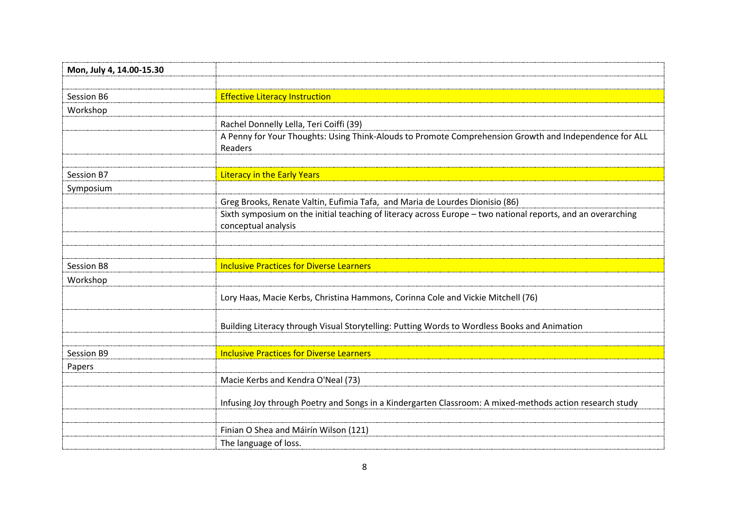| Mon, July 4, 14.00-15.30 | |
|---|---|
| | |
| Session B6 | Effective Literacy Instruction |
| Workshop | |
| | Rachel Donnelly Lella, Teri Coiffi (39) |
| | A Penny for Your Thoughts: Using Think-Alouds to Promote Comprehension Growth and Independence for ALL Readers |
| | |
| Session B7 | Literacy in the Early Years |
| Symposium | |
| | Greg Brooks, Renate Valtin, Eufimia Tafa, and Maria de Lourdes Dionisio (86) |
| | Sixth symposium on the initial teaching of literacy across Europe – two national reports, and an overarching conceptual analysis |
| | |
| | |
| Session B8 | Inclusive Practices for Diverse Learners |
| Workshop | |
| | Lory Haas, Macie Kerbs, Christina Hammons, Corinna Cole and Vickie Mitchell (76) |
| | Building Literacy through Visual Storytelling: Putting Words to Wordless Books and Animation |
| | |
| Session B9 | Inclusive Practices for Diverse Learners |
| Papers | |
| | Macie Kerbs and Kendra O'Neal (73) |
| | Infusing Joy through Poetry and Songs in a Kindergarten Classroom: A mixed-methods action research study |
| | |
| | Finian O Shea and Máirín Wilson (121) |
| | The language of loss. |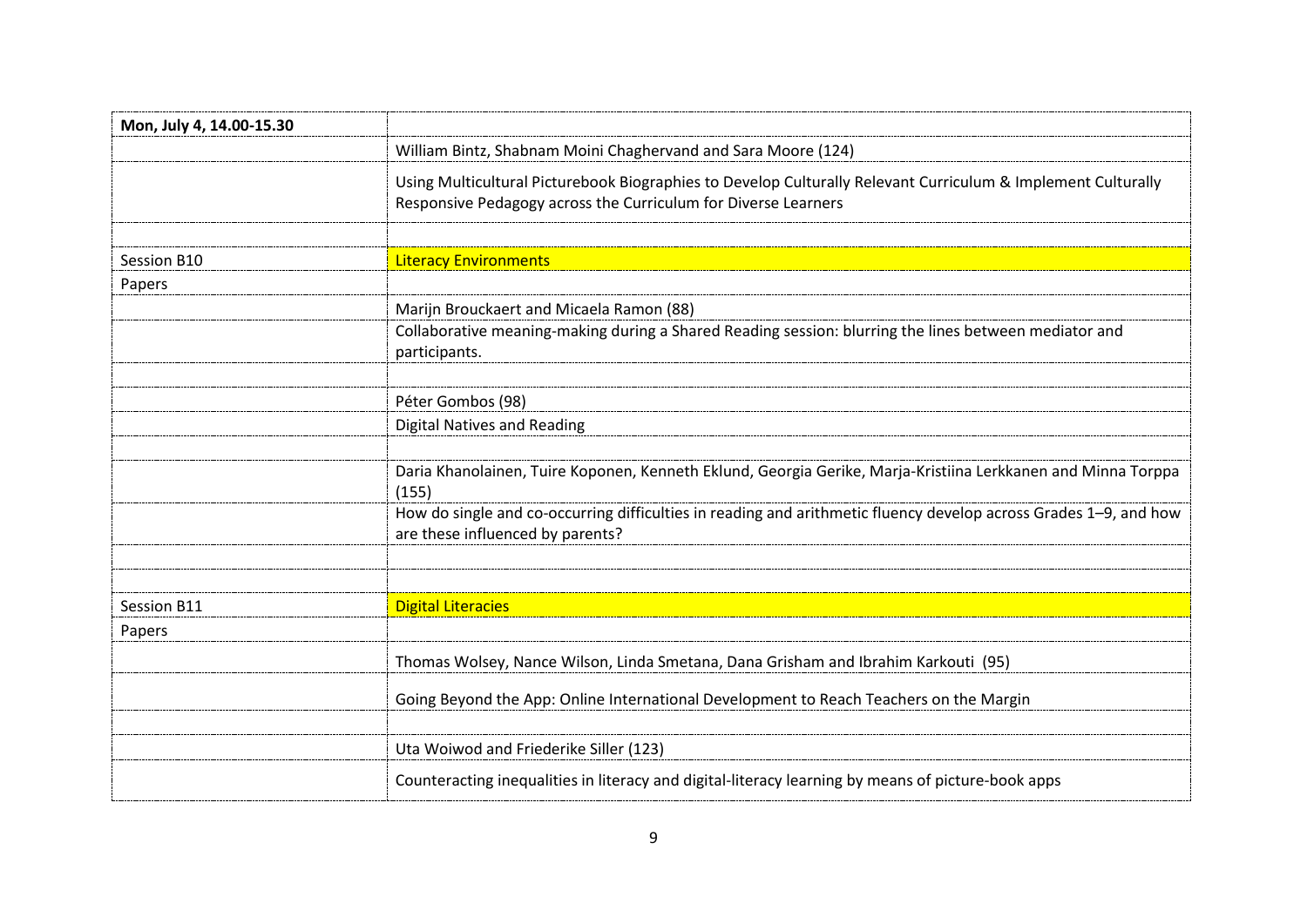| Mon, July 4, 14.00-15.30 | |
|---|---|
| | William Bintz, Shabnam Moini Chaghervand and Sara Moore (124) |
| | Using Multicultural Picturebook Biographies to Develop Culturally Relevant Curriculum & Implement Culturally Responsive Pedagogy across the Curriculum for Diverse Learners |
| | |
| Session B10 | Literacy Environments |
| Papers | |
| | Marijn Brouckaert and Micaela Ramon (88) |
| | Collaborative meaning-making during a Shared Reading session: blurring the lines between mediator and participants. |
| | |
| | Péter Gombos (98) |
| | Digital Natives and Reading |
| | |
| | Daria Khanolainen, Tuire Koponen, Kenneth Eklund, Georgia Gerike, Marja-Kristiina Lerkkanen and Minna Torppa (155) |
| | How do single and co-occurring difficulties in reading and arithmetic fluency develop across Grades 1–9, and how are these influenced by parents? |
| | |
| | |
| Session B11 | Digital Literacies |
| Papers | |
| | Thomas Wolsey, Nance Wilson, Linda Smetana, Dana Grisham and Ibrahim Karkouti (95) |
| | Going Beyond the App: Online International Development to Reach Teachers on the Margin |
| | |
| | Uta Woiwod and Friederike Siller (123) |
| | Counteracting inequalities in literacy and digital-literacy learning by means of picture-book apps |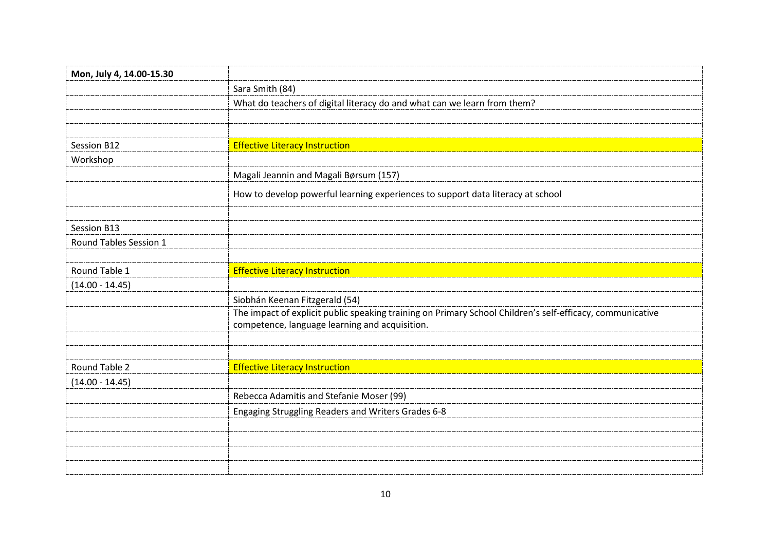| Mon, July 4, 14.00-15.30 | |
|---|---|
| | Sara Smith (84) |
| | What do teachers of digital literacy do and what can we learn from them? |
| | |
| | |
| Session B12 | Effective Literacy Instruction |
| Workshop | |
| | Magali Jeannin and Magali Børsum (157) |
| | How to develop powerful learning experiences to support data literacy at school |
| | |
| Session B13 | |
| Round Tables Session 1 | |
| | |
| Round Table 1 | Effective Literacy Instruction |
| (14.00 - 14.45) | |
| | Siobhán Keenan Fitzgerald (54) |
| | The impact of explicit public speaking training on Primary School Children's self-efficacy, communicative competence, language learning and acquisition. |
| | |
| | |
| Round Table 2 | Effective Literacy Instruction |
| (14.00 - 14.45) | |
| | Rebecca Adamitis and Stefanie Moser (99) |
| | Engaging Struggling Readers and Writers Grades 6-8 |
| | |
| | |
| | |
| | |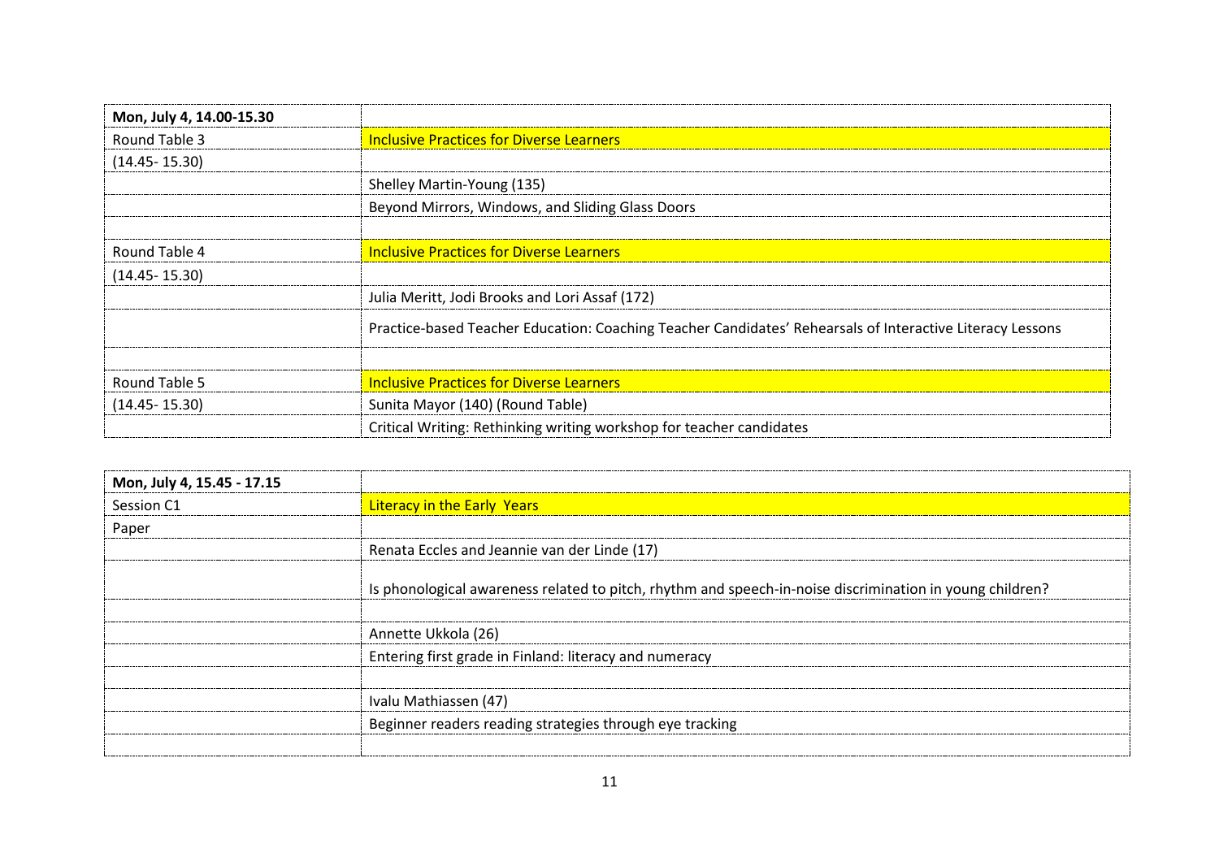| Mon, July 4, 14.00-15.30 | |
|---|---|
| Round Table 3 | Inclusive Practices for Diverse Learners |
| (14.45- 15.30) | |
| | Shelley Martin-Young (135) |
| | Beyond Mirrors, Windows, and Sliding Glass Doors |
| | |
| Round Table 4 | Inclusive Practices for Diverse Learners |
| (14.45- 15.30) | |
| | Julia Meritt, Jodi Brooks and Lori Assaf (172) |
| | Practice-based Teacher Education: Coaching Teacher Candidates' Rehearsals of Interactive Literacy Lessons |
| | |
| Round Table 5 | Inclusive Practices for Diverse Learners |
| (14.45- 15.30) | Sunita Mayor (140) (Round Table) |
| | Critical Writing: Rethinking writing workshop for teacher candidates |

| Mon, July 4, 15.45 - 17.15 | |
|---|---|
| Session C1 | Literacy in the Early Years |
| Paper | |
| | Renata Eccles and Jeannie van der Linde (17) |
| | Is phonological awareness related to pitch, rhythm and speech-in-noise discrimination in young children? |
| | |
| | Annette Ukkola (26) |
| | Entering first grade in Finland: literacy and numeracy |
| | |
| | Ivalu Mathiassen (47) |
| | Beginner readers reading strategies through eye tracking |
| | |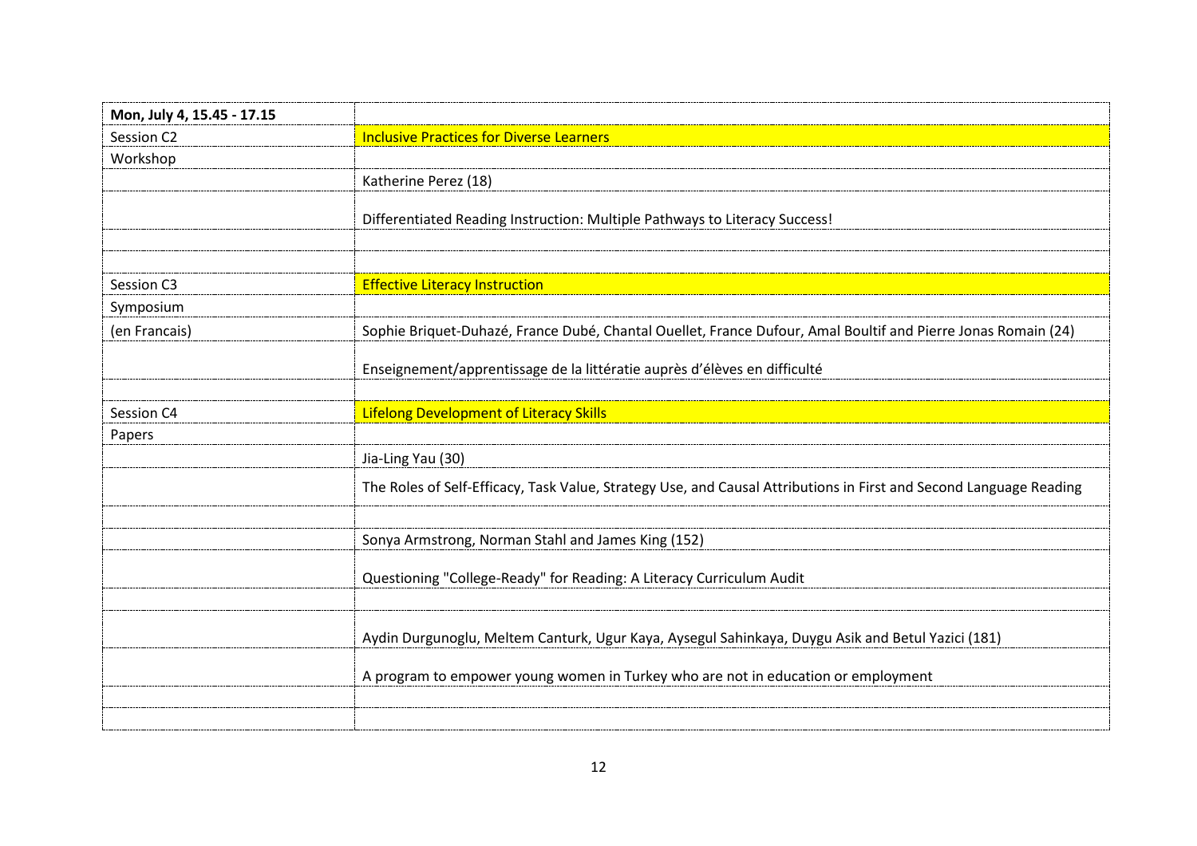| Mon, July 4, 15.45 - 17.15 | |
| --- | --- |
| Session C2 | Inclusive Practices for Diverse Learners |
| Workshop | |
| | Katherine Perez (18) |
| | Differentiated Reading Instruction: Multiple Pathways to Literacy Success! |
| | |
| | |
| Session C3 | Effective Literacy Instruction |
| Symposium | |
| (en Francais) | Sophie Briquet-Duhazé, France Dubé, Chantal Ouellet, France Dufour, Amal Boultif and Pierre Jonas Romain (24) |
| | Enseignement/apprentissage de la littératie auprès d'élèves en difficulté |
| | |
| Session C4 | Lifelong Development of Literacy Skills |
| Papers | |
| | Jia-Ling Yau (30) |
| | The Roles of Self-Efficacy, Task Value, Strategy Use, and Causal Attributions in First and Second Language Reading |
| | |
| | Sonya Armstrong, Norman Stahl and James King (152) |
| | Questioning "College-Ready" for Reading: A Literacy Curriculum Audit |
| | |
| | Aydin Durgunoglu, Meltem Canturk, Ugur Kaya, Aysegul Sahinkaya, Duygu Asik and Betul Yazici (181) |
| | A program to empower young women in Turkey who are not in education or employment |
| | |
| | |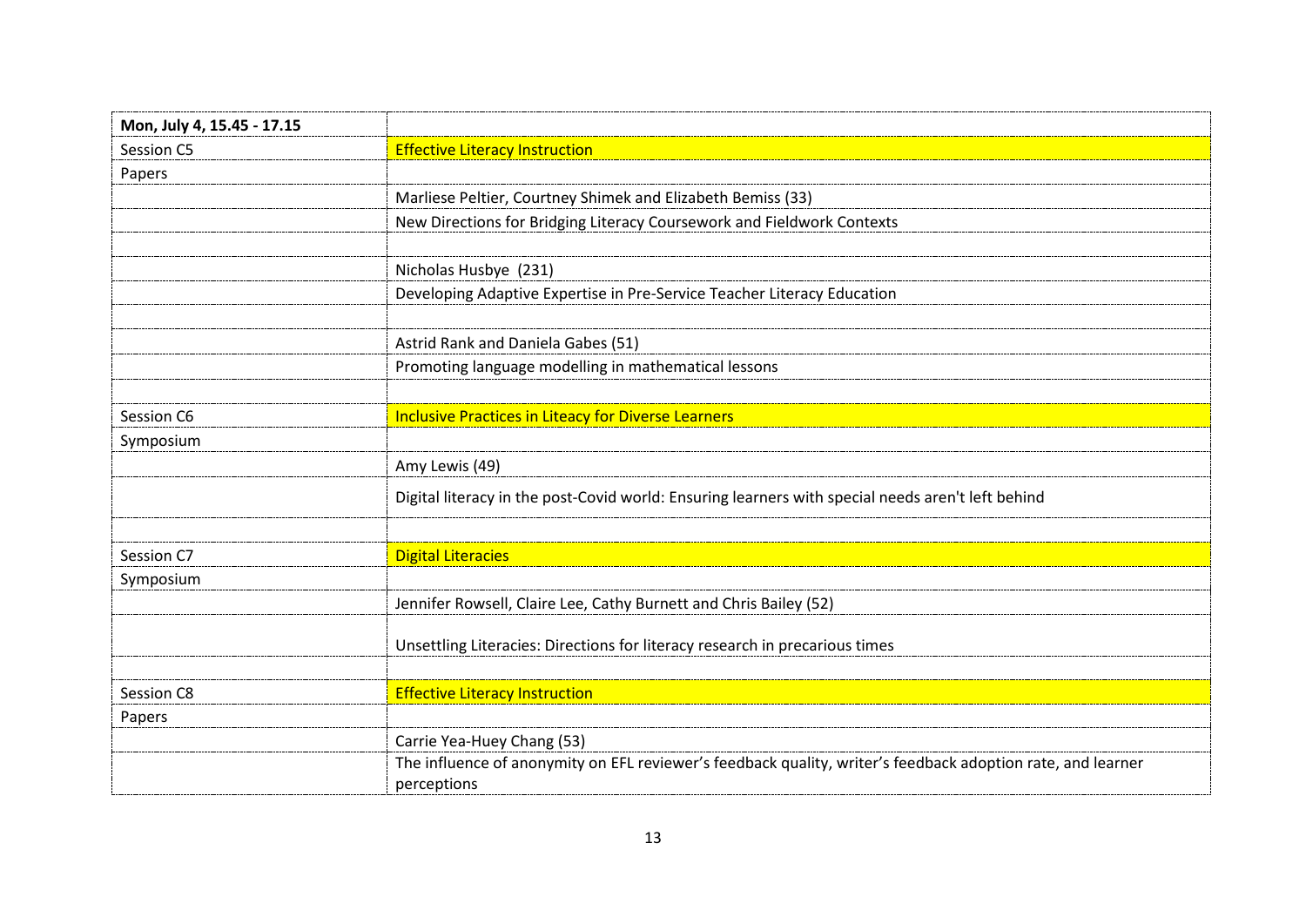| Mon, July 4, 15.45 - 17.15 | |
|---|---|
| Session C5 | Effective Literacy Instruction |
| Papers | |
| | Marliese Peltier, Courtney Shimek and Elizabeth Bemiss (33) |
| | New Directions for Bridging Literacy Coursework and Fieldwork Contexts |
| | |
| | Nicholas Husbye (231) |
| | Developing Adaptive Expertise in Pre-Service Teacher Literacy Education |
| | |
| | Astrid Rank and Daniela Gabes (51) |
| | Promoting language modelling in mathematical lessons |
| | |
| Session C6 | Inclusive Practices in Liteacy for Diverse Learners |
| Symposium | |
| | Amy Lewis (49) |
| | Digital literacy in the post-Covid world: Ensuring learners with special needs aren't left behind |
| | |
| Session C7 | Digital Literacies |
| Symposium | |
| | Jennifer Rowsell, Claire Lee, Cathy Burnett and Chris Bailey (52) |
| | Unsettling Literacies: Directions for literacy research in precarious times |
| | |
| Session C8 | Effective Literacy Instruction |
| Papers | |
| | Carrie Yea-Huey Chang (53) |
| | The influence of anonymity on EFL reviewer's feedback quality, writer's feedback adoption rate, and learner perceptions |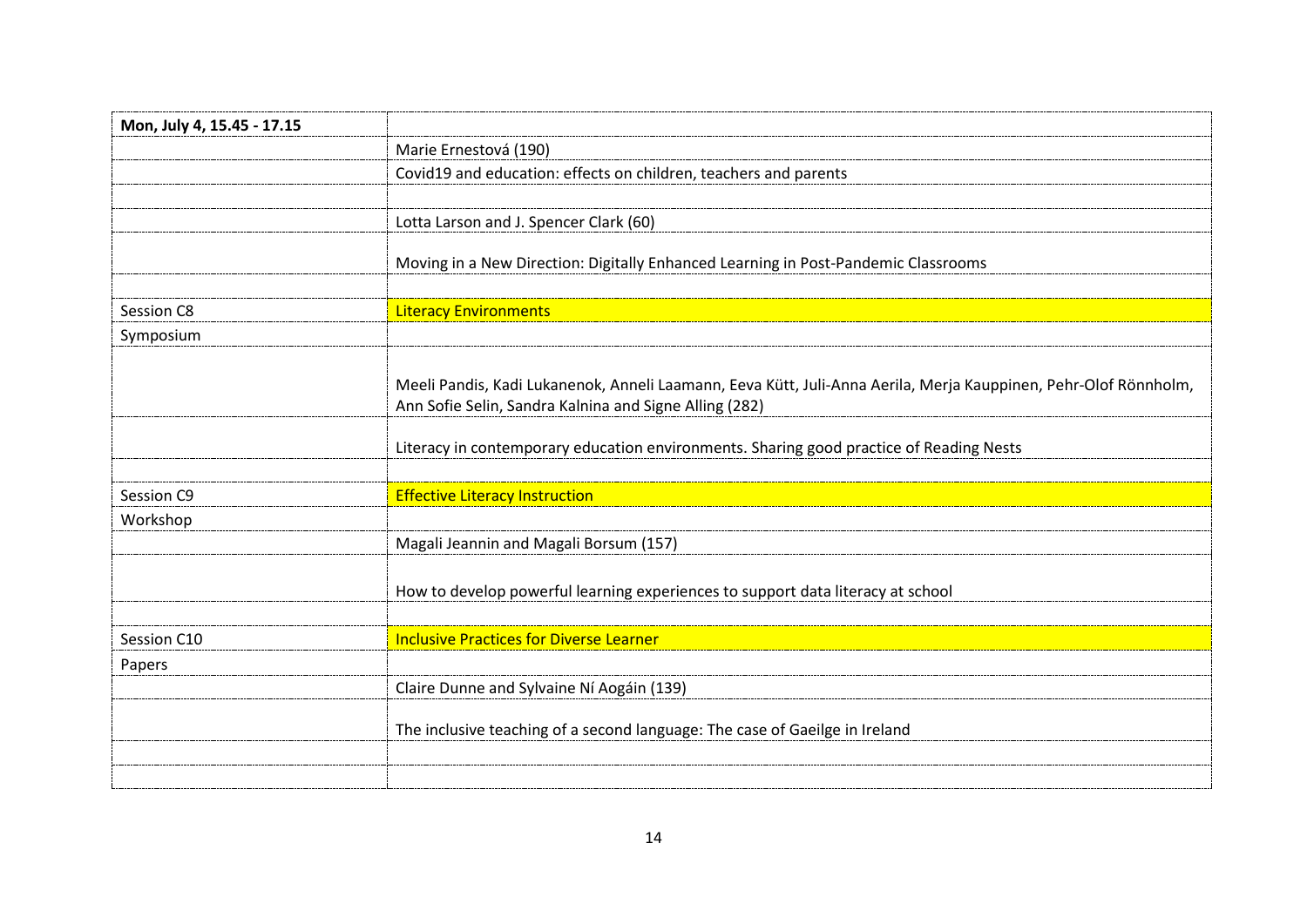| **Mon, July 4, 15.45 - 17.15** | |
|---|---|
| | Marie Ernestová (190) |
| | Covid19 and education: effects on children, teachers and parents |
| | |
| | Lotta Larson and J. Spencer Clark (60) |
| | Moving in a New Direction: Digitally Enhanced Learning in Post-Pandemic Classrooms |
| | |
| Session C8 | Literacy Environments |
| Symposium | |
| | Meeli Pandis, Kadi Lukanenok, Anneli Laamann, Eeva Kütt, Juli-Anna Aerila, Merja Kauppinen, Pehr-Olof Rönnholm, Ann Sofie Selin, Sandra Kalnina and Signe Alling (282) |
| | Literacy in contemporary education environments. Sharing good practice of Reading Nests |
| | |
| Session C9 | Effective Literacy Instruction |
| Workshop | |
| | Magali Jeannin and Magali Borsum (157) |
| | How to develop powerful learning experiences to support data literacy at school |
| | |
| Session C10 | Inclusive Practices for Diverse Learner |
| Papers | |
| | Claire Dunne and Sylvaine Ní Aogáin (139) |
| | The inclusive teaching of a second language: The case of Gaeilge in Ireland |
| | |
| | |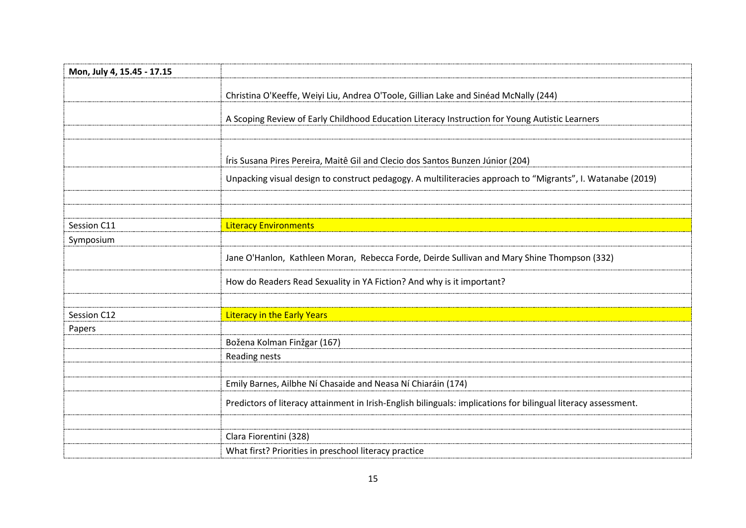| Mon, July 4, 15.45 - 17.15 | |
|---|---|
| | Christina O'Keeffe, Weiyi Liu, Andrea O'Toole, Gillian Lake and Sinéad McNally (244) |
| | A Scoping Review of Early Childhood Education Literacy Instruction for Young Autistic Learners |
| | |
| | Íris Susana Pires Pereira, Maitê Gil and Clecio dos Santos Bunzen Júnior (204) |
| | Unpacking visual design to construct pedagogy. A multiliteracies approach to "Migrants", I. Watanabe (2019) |
| | |
| | |
| Session C11 | Literacy Environments |
| Symposium | |
| | Jane O'Hanlon, Kathleen Moran, Rebecca Forde, Deirde Sullivan and Mary Shine Thompson (332) |
| | How do Readers Read Sexuality in YA Fiction? And why is it important? |
| | |
| Session C12 | Literacy in the Early Years |
| Papers | |
| | Božena Kolman Finžgar (167) |
| | Reading nests |
| | |
| | Emily Barnes, Ailbhe Ní Chasaide and Neasa Ní Chiaráin (174) |
| | Predictors of literacy attainment in Irish-English bilinguals: implications for bilingual literacy assessment. |
| | |
| | Clara Fiorentini (328) |
| | What first? Priorities in preschool literacy practice |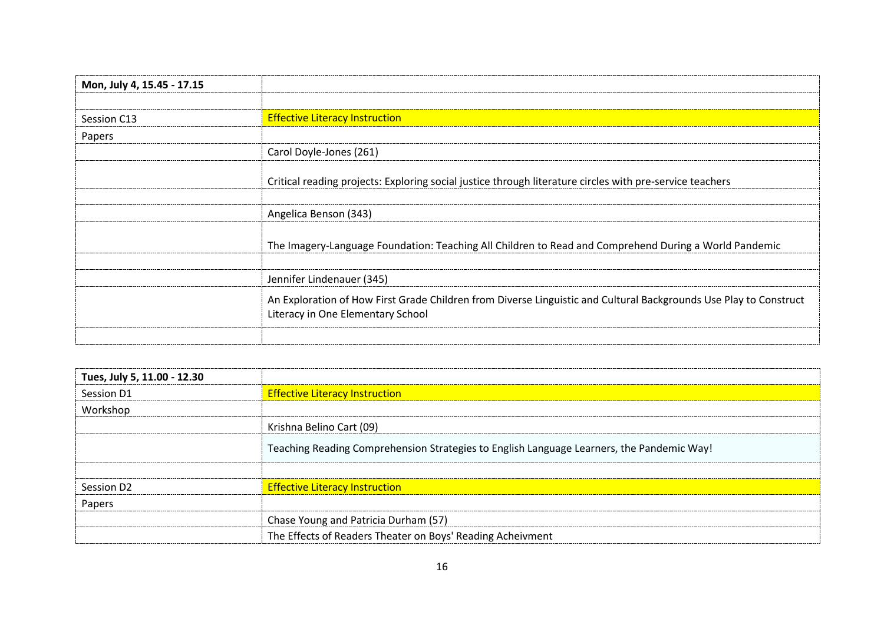| Mon, July 4, 15.45 - 17.15 | |
|---|---|
| | |
| Session C13 | Effective Literacy Instruction |
| Papers | |
| | Carol Doyle-Jones (261) |
| | Critical reading projects: Exploring social justice through literature circles with pre-service teachers |
| | |
| | Angelica Benson (343) |
| | The Imagery-Language Foundation: Teaching All Children to Read and Comprehend During a World Pandemic |
| | |
| | Jennifer Lindenauer (345) |
| | An Exploration of How First Grade Children from Diverse Linguistic and Cultural Backgrounds Use Play to Construct Literacy in One Elementary School |
| | |

| Tues, July 5, 11.00 - 12.30 | |
|---|---|
| Session D1 | Effective Literacy Instruction |
| Workshop | |
| | Krishna Belino Cart (09) |
| | Teaching Reading Comprehension Strategies to English Language Learners, the Pandemic Way! |
| | |
| Session D2 | Effective Literacy Instruction |
| Papers | |
| | Chase Young and Patricia Durham (57) |
| | The Effects of Readers Theater on Boys' Reading Acheivment |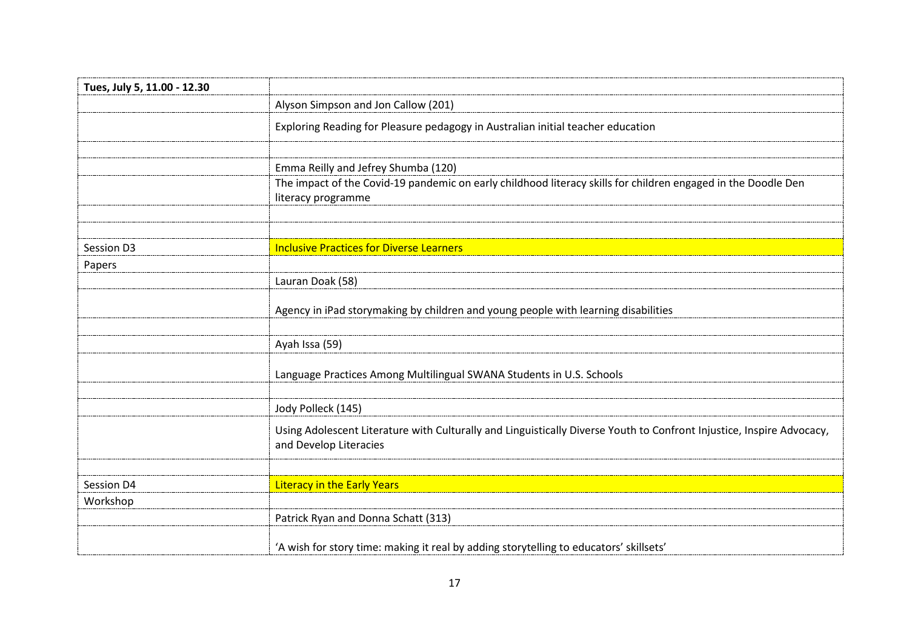| Tues, July 5, 11.00 - 12.30 | |
|---|---|
| | Alyson Simpson and Jon Callow (201) |
| | Exploring Reading for Pleasure pedagogy in Australian initial teacher education |
| | |
| | Emma Reilly and Jefrey Shumba (120) |
| | The impact of the Covid-19 pandemic on early childhood literacy skills for children engaged in the Doodle Den literacy programme |
| | |
| | |
| Session D3 | Inclusive Practices for Diverse Learners |
| Papers | |
| | Lauran Doak (58) |
| | Agency in iPad storymaking by children and young people with learning disabilities |
| | |
| | Ayah Issa (59) |
| | Language Practices Among Multilingual SWANA Students in U.S. Schools |
| | |
| | Jody Polleck (145) |
| | Using Adolescent Literature with Culturally and Linguistically Diverse Youth to Confront Injustice, Inspire Advocacy, and Develop Literacies |
| | |
| Session D4 | Literacy in the Early Years |
| Workshop | |
| | Patrick Ryan and Donna Schatt (313) |
| | 'A wish for story time: making it real by adding storytelling to educators' skillsets' |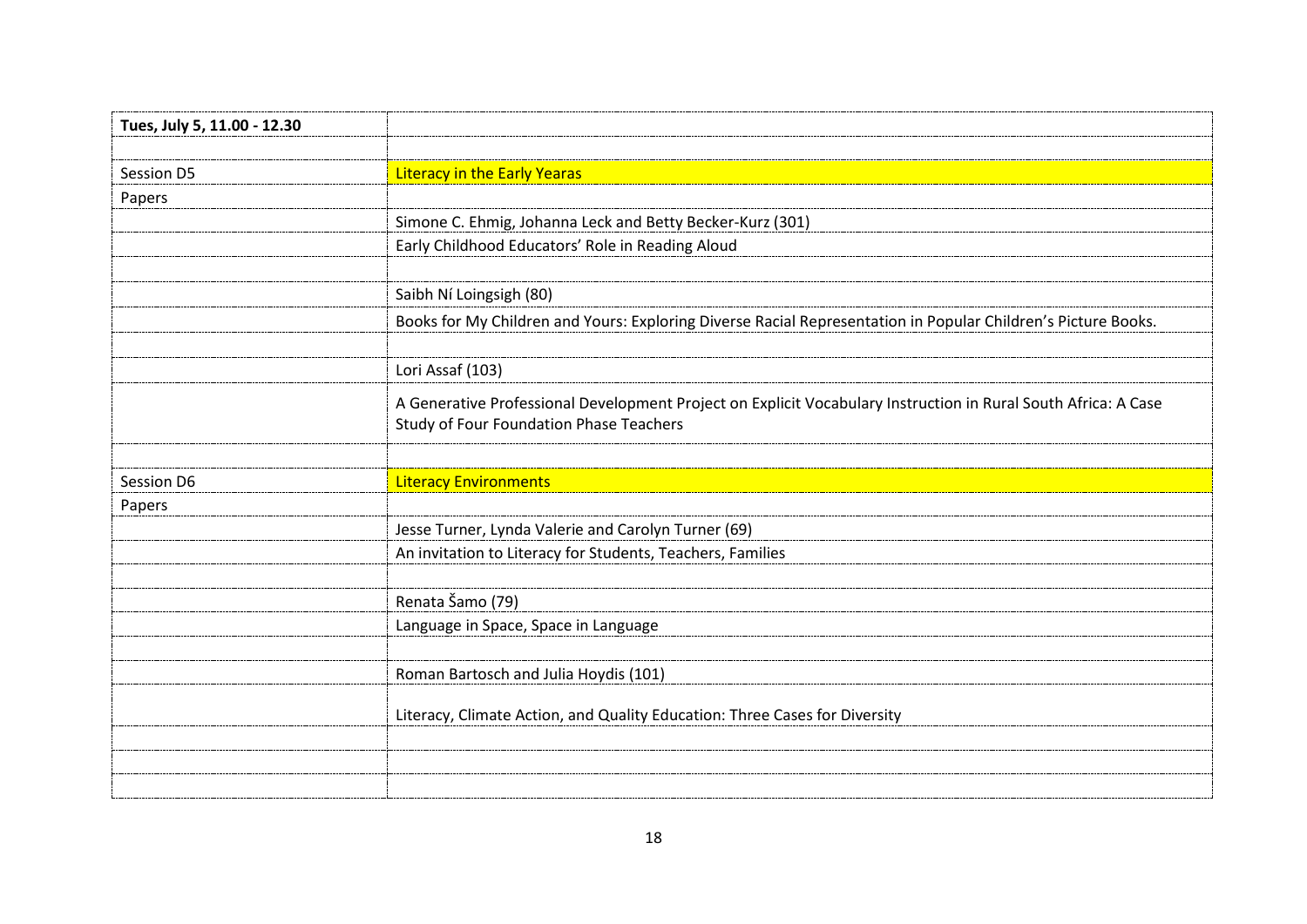| Tues, July 5, 11.00 - 12.30 | |
|---|---|
| | |
| Session D5 | Literacy in the Early Yearas |
| Papers | |
| | Simone C. Ehmig, Johanna Leck and Betty Becker-Kurz (301) |
| | Early Childhood Educators' Role in Reading Aloud |
| | |
| | Saibh Ní Loingsigh (80) |
| | Books for My Children and Yours: Exploring Diverse Racial Representation in Popular Children's Picture Books. |
| | |
| | Lori Assaf (103) |
| | A Generative Professional Development Project on Explicit Vocabulary Instruction in Rural South Africa: A Case Study of Four Foundation Phase Teachers |
| | |
| Session D6 | Literacy Environments |
| Papers | |
| | Jesse Turner, Lynda Valerie and Carolyn Turner (69) |
| | An invitation to Literacy for Students, Teachers, Families |
| | |
| | Renata Šamo (79) |
| | Language in Space, Space in Language |
| | |
| | Roman Bartosch and Julia Hoydis (101) |
| | Literacy, Climate Action, and Quality Education: Three Cases for Diversity |
| | |
| | |
| | |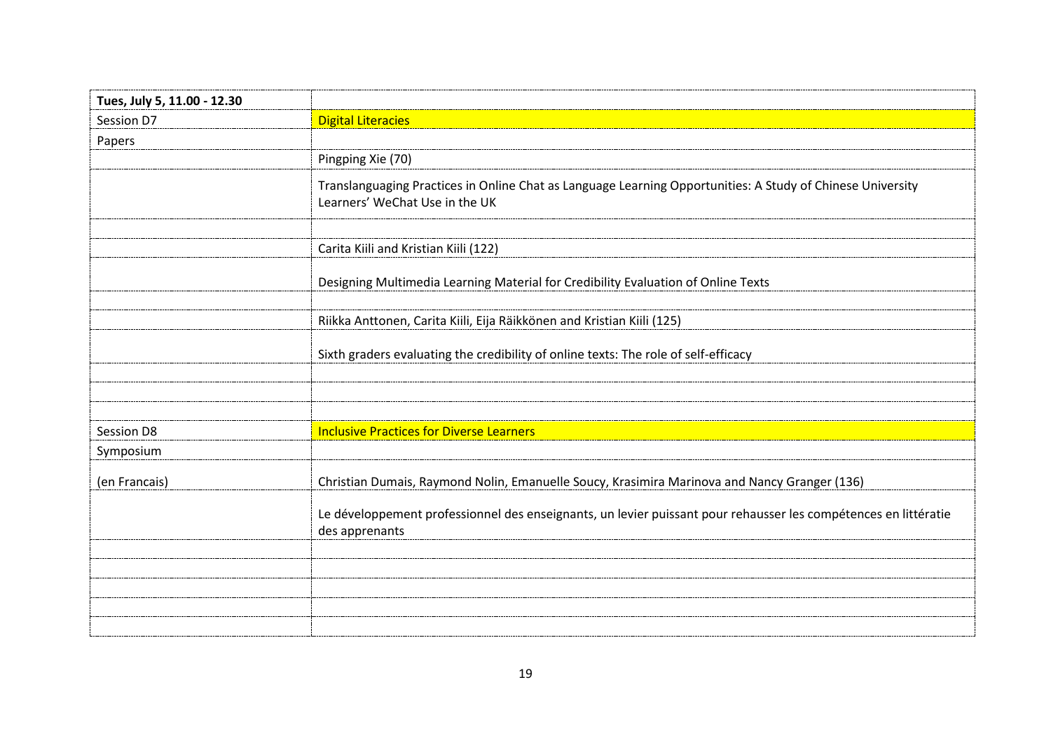| Tues, July 5, 11.00 - 12.30 | |
|---|---|
| Session D7 | Digital Literacies |
| Papers | |
| | Pingping Xie (70) |
| | Translanguaging Practices in Online Chat as Language Learning Opportunities: A Study of Chinese University Learners' WeChat Use in the UK |
| | |
| | Carita Kiili and Kristian Kiili (122) |
| | Designing Multimedia Learning Material for Credibility Evaluation of Online Texts |
| | |
| | Riikka Anttonen, Carita Kiili, Eija Räikkönen and Kristian Kiili (125) |
| | Sixth graders evaluating the credibility of online texts: The role of self-efficacy |
| | |
| | |
| | |
| Session D8 | Inclusive Practices for Diverse Learners |
| Symposium | |
| (en Francais) | Christian Dumais, Raymond Nolin, Emanuelle Soucy, Krasimira Marinova and Nancy Granger (136) |
| | Le développement professionnel des enseignants, un levier puissant pour rehausser les compétences en littératie des apprenants |
| | |
| | |
| | |
| | |
| | |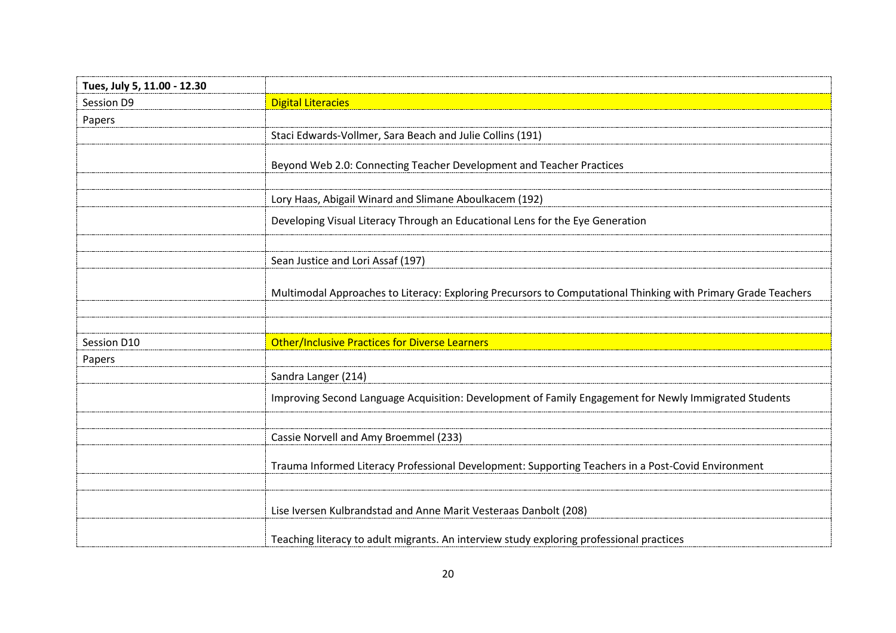| Tues, July 5, 11.00 - 12.30 | |
|---|---|
| Session D9 | Digital Literacies |
| Papers | |
| | Staci Edwards-Vollmer, Sara Beach and Julie Collins (191) |
| | Beyond Web 2.0: Connecting Teacher Development and Teacher Practices |
| | |
| | Lory Haas, Abigail Winard and Slimane Aboulkacem (192) |
| | Developing Visual Literacy Through an Educational Lens for the Eye Generation |
| | |
| | Sean Justice and Lori Assaf (197) |
| | Multimodal Approaches to Literacy: Exploring Precursors to Computational Thinking with Primary Grade Teachers |
| | |
| | |
| Session D10 | Other/Inclusive Practices for Diverse Learners |
| Papers | |
| | Sandra Langer (214) |
| | Improving Second Language Acquisition: Development of Family Engagement for Newly Immigrated Students |
| | |
| | Cassie Norvell and Amy Broemmel (233) |
| | Trauma Informed Literacy Professional Development: Supporting Teachers in a Post-Covid Environment |
| | |
| | Lise Iversen Kulbrandstad and Anne Marit Vesteraas Danbolt (208) |
| | Teaching literacy to adult migrants. An interview study exploring professional practices |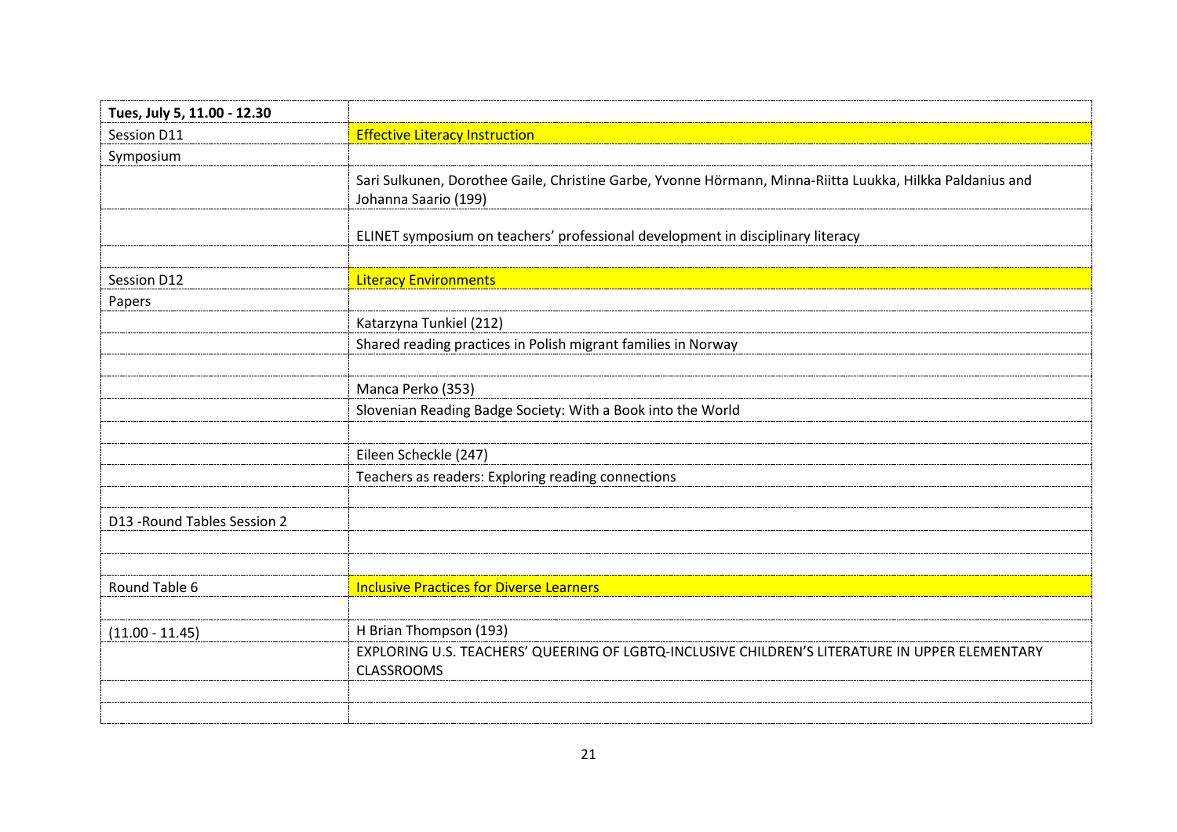| Tues, July 5, 11.00 - 12.30 | |
|---|---|
| Session D11 | Effective Literacy Instruction |
| Symposium | |
| | Sari Sulkunen, Dorothee Gaile, Christine Garbe, Yvonne Hörmann, Minna-Riitta Luukka, Hilkka Paldanius and Johanna Saario (199) |
| | ELINET symposium on teachers' professional development in disciplinary literacy |
| | |
| Session D12 | Literacy Environments |
| Papers | |
| | Katarzyna Tunkiel (212) |
| | Shared reading practices in Polish migrant families in Norway |
| | |
| | Manca Perko (353) |
| | Slovenian Reading Badge Society: With a Book into the World |
| | |
| | Eileen Scheckle (247) |
| | Teachers as readers: Exploring reading connections |
| | |
| D13 -Round Tables Session 2 | |
| | |
| | |
| Round Table 6 | Inclusive Practices for Diverse Learners |
| | |
| (11.00 - 11.45) | H Brian Thompson (193) |
| | EXPLORING U.S. TEACHERS' QUEERING OF LGBTQ-INCLUSIVE CHILDREN'S LITERATURE IN UPPER ELEMENTARY CLASSROOMS |
| | |
| | |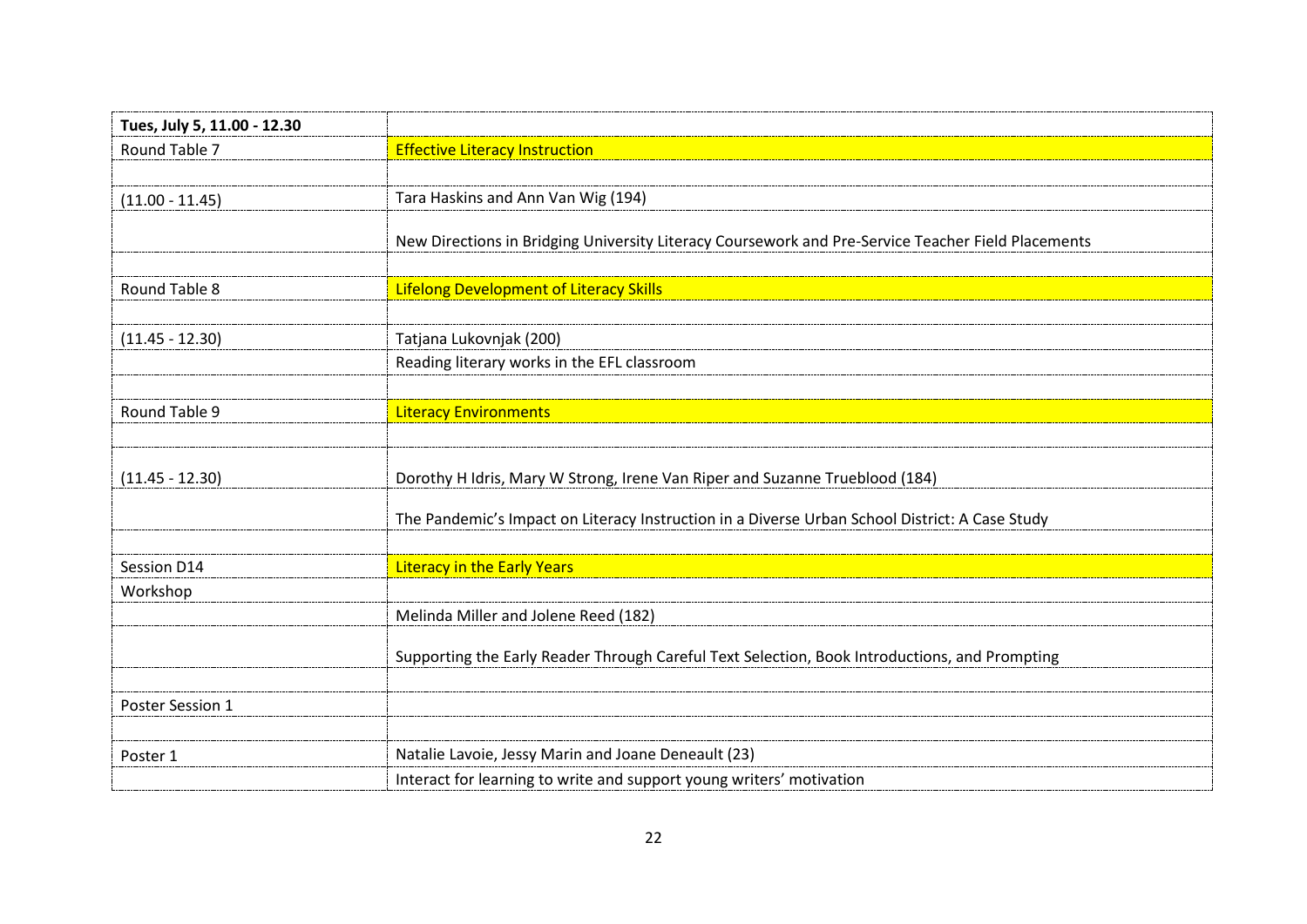| **Tues, July 5, 11.00 - 12.30** | |
|---|---|
| Round Table 7 | Effective Literacy Instruction |
| | |
| (11.00 - 11.45) | Tara Haskins and Ann Van Wig (194) |
| | New Directions in Bridging University Literacy Coursework and Pre-Service Teacher Field Placements |
| | |
| Round Table 8 | Lifelong Development of Literacy Skills |
| | |
| (11.45 - 12.30) | Tatjana Lukovnjak (200) |
| | Reading literary works in the EFL classroom |
| | |
| Round Table 9 | Literacy Environments |
| | |
| (11.45 - 12.30) | Dorothy H Idris, Mary W Strong, Irene Van Riper and Suzanne Trueblood (184) |
| | The Pandemic's Impact on Literacy Instruction in a Diverse Urban School District: A Case Study |
| | |
| Session D14 | Literacy in the Early Years |
| Workshop | |
| | Melinda Miller and Jolene Reed (182) |
| | Supporting the Early Reader Through Careful Text Selection, Book Introductions, and Prompting |
| | |
| Poster Session 1 | |
| | |
| Poster 1 | Natalie Lavoie, Jessy Marin and Joane Deneault (23) |
| | Interact for learning to write and support young writers' motivation |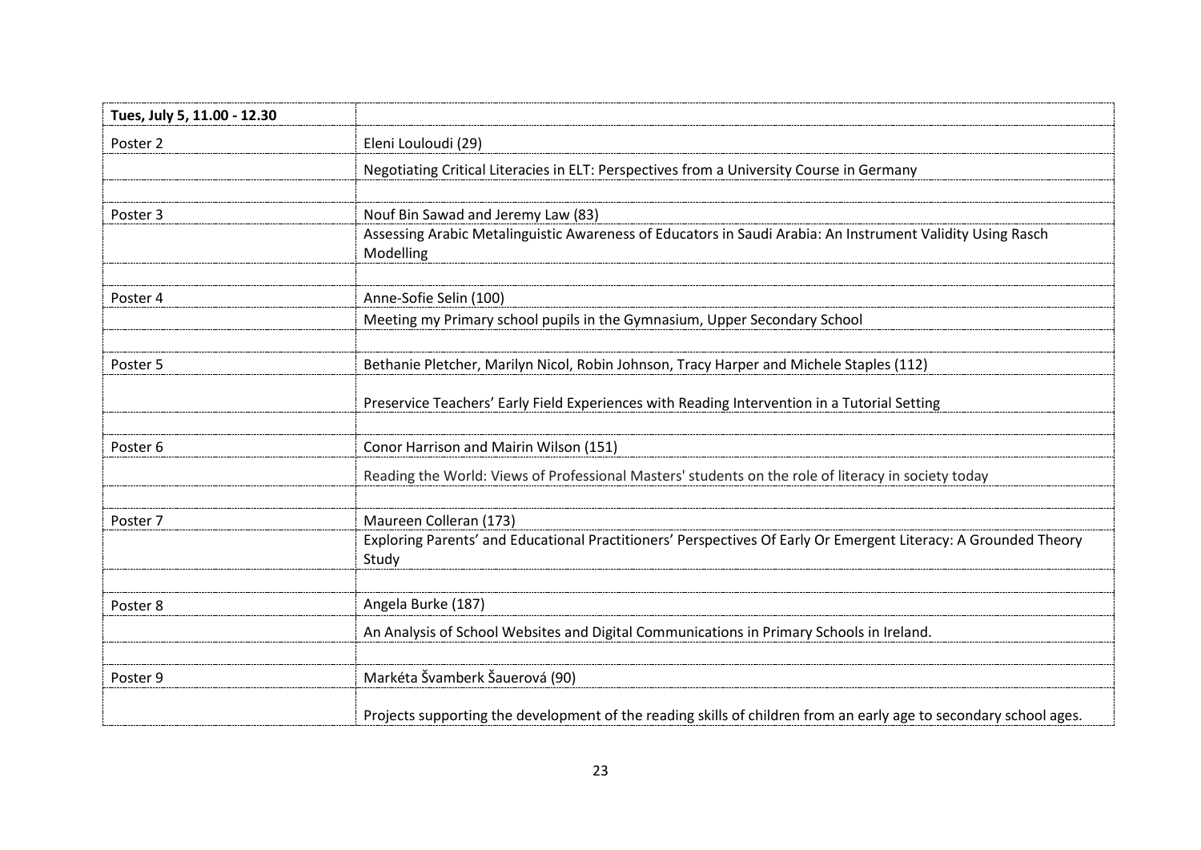| Tues, July 5, 11.00 - 12.30 | |
|---|---|
| Poster 2 | Eleni Louloudi (29) |
| | Negotiating Critical Literacies in ELT: Perspectives from a University Course in Germany |
| | |
| Poster 3 | Nouf Bin Sawad and Jeremy Law (83) |
| | Assessing Arabic Metalinguistic Awareness of Educators in Saudi Arabia: An Instrument Validity Using Rasch Modelling |
| | |
| Poster 4 | Anne-Sofie Selin (100) |
| | Meeting my Primary school pupils in the Gymnasium, Upper Secondary School |
| | |
| Poster 5 | Bethanie Pletcher, Marilyn Nicol, Robin Johnson, Tracy Harper and Michele Staples (112) |
| | Preservice Teachers' Early Field Experiences with Reading Intervention in a Tutorial Setting |
| | |
| Poster 6 | Conor Harrison and Mairin Wilson (151) |
| | Reading the World: Views of Professional Masters' students on the role of literacy in society today |
| | |
| Poster 7 | Maureen Colleran (173) |
| | Exploring Parents' and Educational Practitioners' Perspectives Of Early Or Emergent Literacy: A Grounded Theory Study |
| | |
| Poster 8 | Angela Burke (187) |
| | An Analysis of School Websites and Digital Communications in Primary Schools in Ireland. |
| | |
| Poster 9 | Markéta Švamberk Šauerová (90) |
| | Projects supporting the development of the reading skills of children from an early age to secondary school ages. |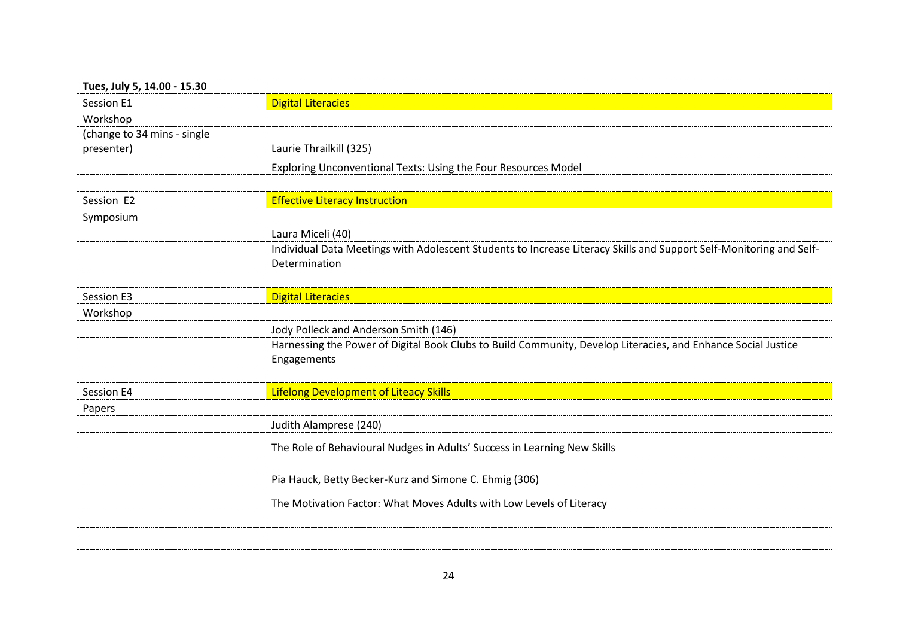| Tues, July 5, 14.00 - 15.30 | |
|---|---|
| Session E1 | Digital Literacies |
| Workshop | |
| (change to 34 mins - single presenter) | Laurie Thrailkill (325) |
| | Exploring Unconventional Texts: Using the Four Resources Model |
| | |
| Session E2 | Effective Literacy Instruction |
| Symposium | |
| | Laura Miceli (40) |
| | Individual Data Meetings with Adolescent Students to Increase Literacy Skills and Support Self-Monitoring and Self-Determination |
| | |
| Session E3 | Digital Literacies |
| Workshop | |
| | Jody Polleck and Anderson Smith (146) |
| | Harnessing the Power of Digital Book Clubs to Build Community, Develop Literacies, and Enhance Social Justice Engagements |
| | |
| Session E4 | Lifelong Development of Liteacy Skills |
| Papers | |
| | Judith Alamprese (240) |
| | The Role of Behavioural Nudges in Adults' Success in Learning New Skills |
| | |
| | Pia Hauck, Betty Becker-Kurz and Simone C. Ehmig (306) |
| | The Motivation Factor: What Moves Adults with Low Levels of Literacy |
| | |
| | |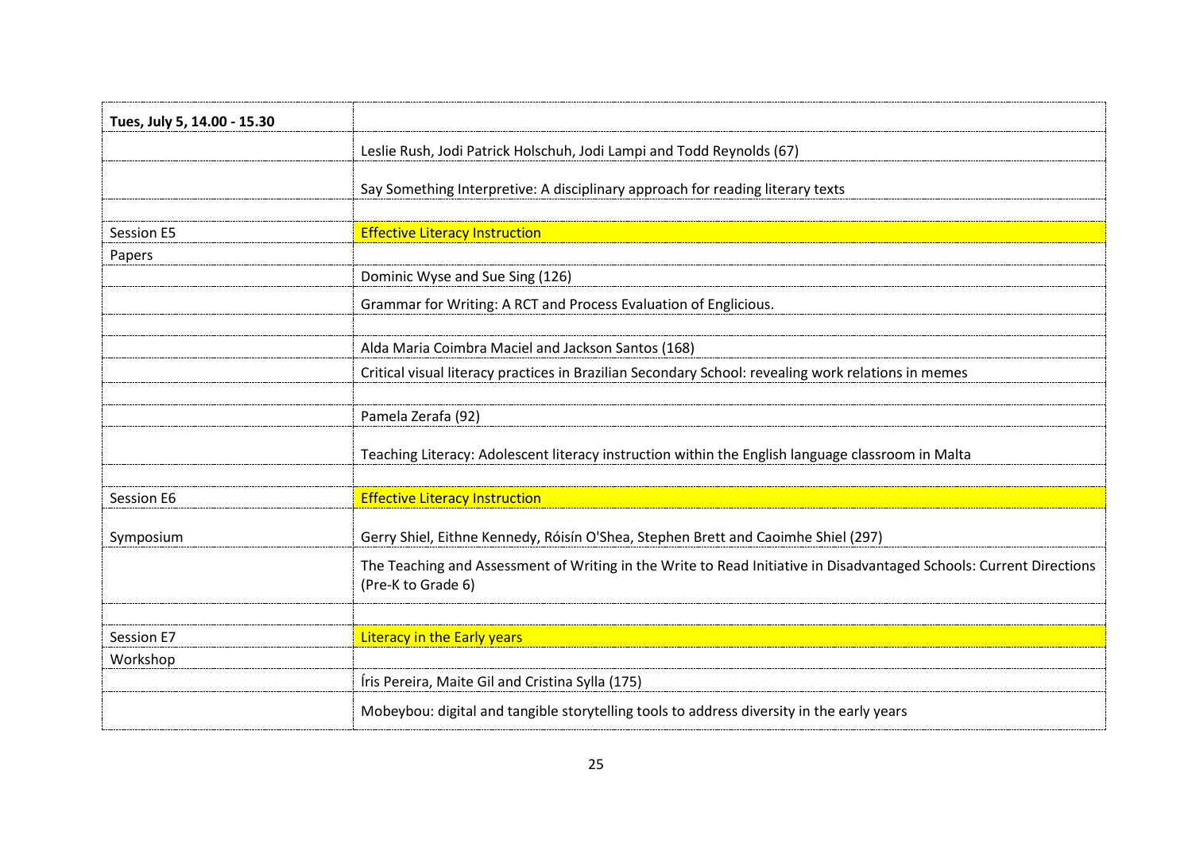| Tues, July 5, 14.00 - 15.30 | |
|---|---|
| | Leslie Rush, Jodi Patrick Holschuh, Jodi Lampi and Todd Reynolds (67) |
| | Say Something Interpretive: A disciplinary approach for reading literary texts |
| | |
| Session E5 | Effective Literacy Instruction |
| Papers | |
| | Dominic Wyse and Sue Sing (126) |
| | Grammar for Writing: A RCT and Process Evaluation of Englicious. |
| | |
| | Alda Maria Coimbra Maciel and Jackson Santos (168) |
| | Critical visual literacy practices in Brazilian Secondary School: revealing work relations in memes |
| | |
| | Pamela Zerafa (92) |
| | Teaching Literacy: Adolescent literacy instruction within the English language classroom in Malta |
| | |
| Session E6 | Effective Literacy Instruction |
| Symposium | Gerry Shiel, Eithne Kennedy, Róisín O'Shea, Stephen Brett and Caoimhe Shiel (297) |
| | The Teaching and Assessment of Writing in the Write to Read Initiative in Disadvantaged Schools: Current Directions (Pre-K to Grade 6) |
| | |
| Session E7 | Literacy in the Early years |
| Workshop | |
| | Íris Pereira, Maite Gil and Cristina Sylla (175) |
| | Mobeybou: digital and tangible storytelling tools to address diversity in the early years |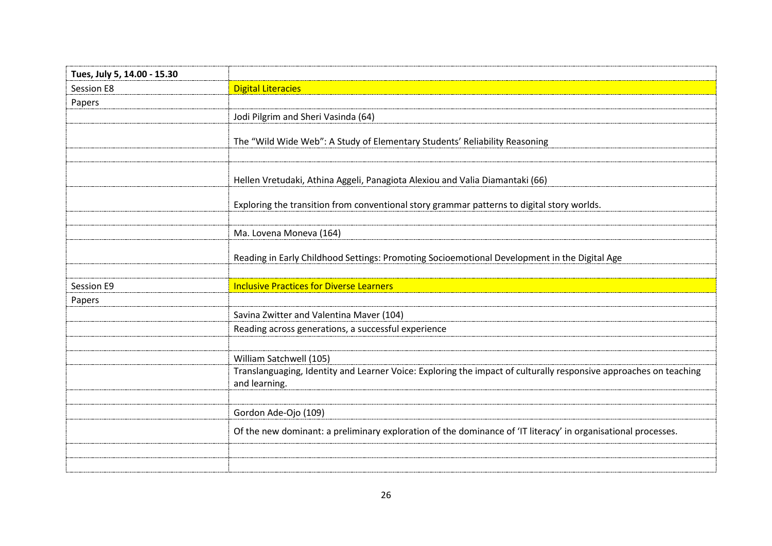| Tues, July 5, 14.00 - 15.30 | |
| --- | --- |
| Session E8 | Digital Literacies |
| Papers | |
| | Jodi Pilgrim and Sheri Vasinda (64) |
| | The "Wild Wide Web": A Study of Elementary Students' Reliability Reasoning |
| | |
| | Hellen Vretudaki, Athina Aggeli, Panagiota Alexiou and Valia Diamantaki (66) |
| | Exploring the transition from conventional story grammar patterns to digital story worlds. |
| | |
| | Ma. Lovena Moneva (164) |
| | Reading in Early Childhood Settings: Promoting Socioemotional Development in the Digital Age |
| | |
| Session E9 | Inclusive Practices for Diverse Learners |
| Papers | |
| | Savina Zwitter and Valentina Maver (104) |
| | Reading across generations, a successful experience |
| | |
| | William Satchwell (105) |
| | Translanguaging, Identity and Learner Voice: Exploring the impact of culturally responsive approaches on teaching and learning. |
| | |
| | Gordon Ade-Ojo (109) |
| | Of the new dominant: a preliminary exploration of the dominance of 'IT literacy' in organisational processes. |
| | |
| | |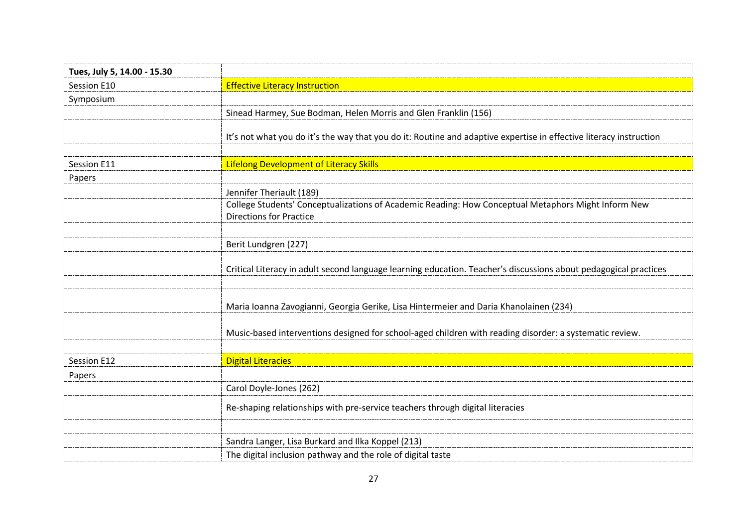| Tues, July 5, 14.00 - 15.30 | |
|---|---|
| Session E10 | Effective Literacy Instruction |
| Symposium | |
| | Sinead Harmey, Sue Bodman, Helen Morris and Glen Franklin (156) |
| | It's not what you do it's the way that you do it: Routine and adaptive expertise in effective literacy instruction |
| | |
| Session E11 | Lifelong Development of Literacy Skills |
| Papers | |
| | Jennifer Theriault (189) |
| | College Students' Conceptualizations of Academic Reading: How Conceptual Metaphors Might Inform New Directions for Practice |
| | |
| | Berit Lundgren (227) |
| | Critical Literacy in adult second language learning education. Teacher's discussions about pedagogical practices |
| | |
| | Maria Ioanna Zavogianni, Georgia Gerike, Lisa Hintermeier and Daria Khanolainen (234) |
| | Music-based interventions designed for school-aged children with reading disorder: a systematic review. |
| | |
| Session E12 | Digital Literacies |
| Papers | |
| | Carol Doyle-Jones (262) |
| | Re-shaping relationships with pre-service teachers through digital literacies |
| | |
| | Sandra Langer, Lisa Burkard and Ilka Koppel (213) |
| | The digital inclusion pathway and the role of digital taste |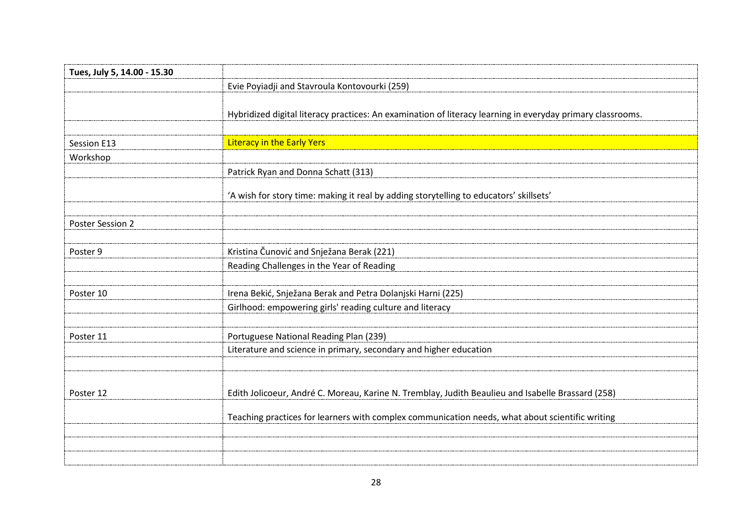| Tues, July 5, 14.00 - 15.30 | |
|---|---|
| | Evie Poyiadji and Stavroula Kontovourki (259) |
| | Hybridized digital literacy practices: An examination of literacy learning in everyday primary classrooms. |
| | |
| Session E13 | Literacy in the Early Yers |
| Workshop | |
| | Patrick Ryan and Donna Schatt (313) |
| | 'A wish for story time: making it real by adding storytelling to educators' skillsets' |
| | |
| Poster Session 2 | |
| | |
| Poster 9 | Kristina Čunović and Snježana Berak (221) |
| | Reading Challenges in the Year of Reading |
| | |
| Poster 10 | Irena Bekić, Snježana Berak and Petra Dolanjski Harni (225) |
| | Girlhood: empowering girls' reading culture and literacy |
| | |
| Poster 11 | Portuguese National Reading Plan (239) |
| | Literature and science in primary, secondary and higher education |
| | |
| Poster 12 | Edith Jolicoeur, André C. Moreau, Karine N. Tremblay, Judith Beaulieu and Isabelle Brassard (258) |
| | Teaching practices for learners with complex communication needs, what about scientific writing |
| | |
| | |
| | |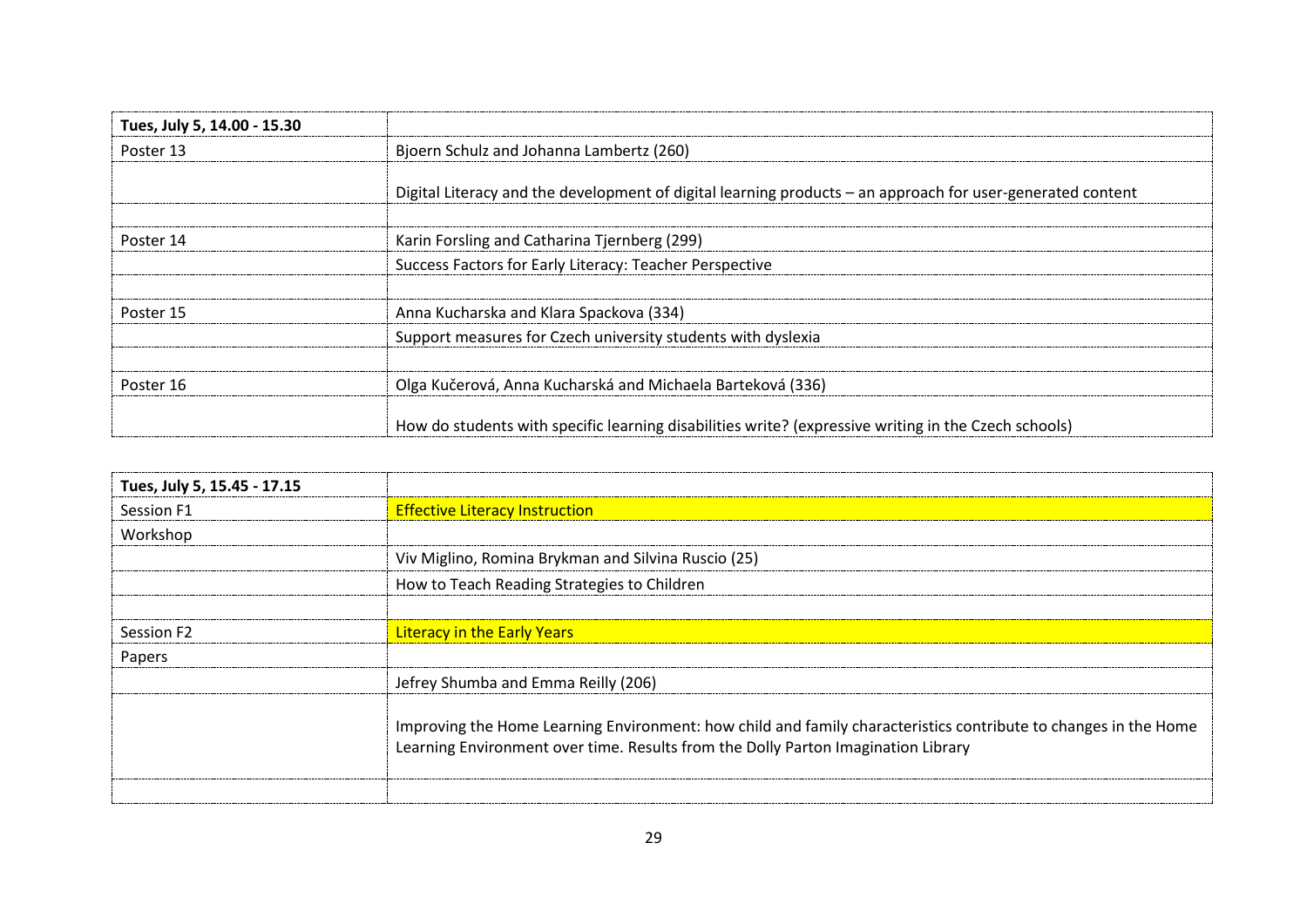| Tues, July 5, 14.00 - 15.30 | |
|---|---|
| Poster 13 | Bjoern Schulz and Johanna Lambertz (260) |
| | Digital Literacy and the development of digital learning products – an approach for user-generated content |
| | |
| Poster 14 | Karin Forsling and Catharina Tjernberg (299) |
| | Success Factors for Early Literacy: Teacher Perspective |
| | |
| Poster 15 | Anna Kucharska and Klara Spackova (334) |
| | Support measures for Czech university students with dyslexia |
| | |
| Poster 16 | Olga Kučerová, Anna Kucharská and Michaela Barteková (336) |
| | How do students with specific learning disabilities write? (expressive writing in the Czech schools) |

| Tues, July 5, 15.45 - 17.15 | |
|---|---|
| Session F1 | Effective Literacy Instruction |
| Workshop | |
| | Viv Miglino, Romina Brykman and Silvina Ruscio (25) |
| | How to Teach Reading Strategies to Children |
| | |
| Session F2 | Literacy in the Early Years |
| Papers | |
| | Jefrey Shumba and Emma Reilly (206) |
| | Improving the Home Learning Environment: how child and family characteristics contribute to changes in the Home Learning Environment over time. Results from the Dolly Parton Imagination Library |
| | |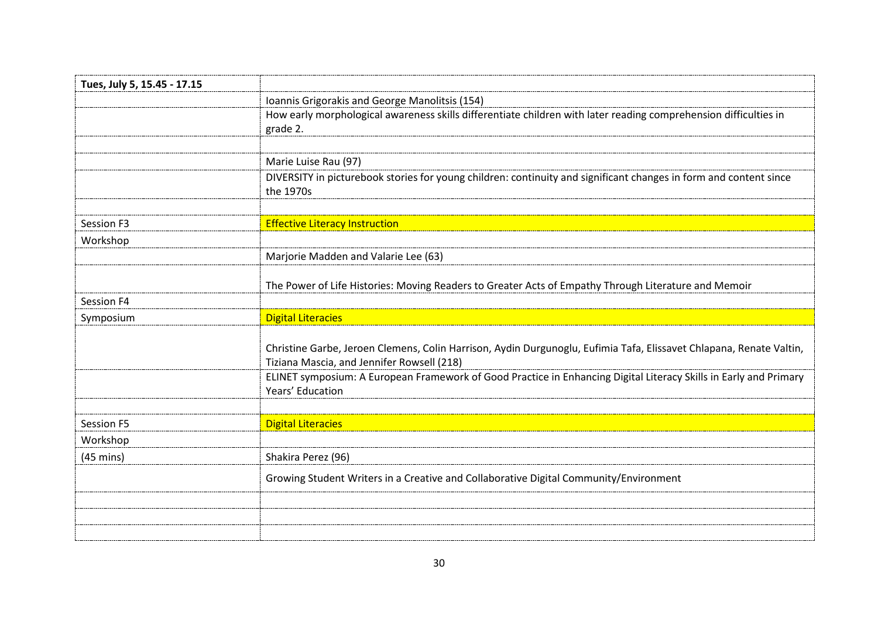| Tues, July 5, 15.45 - 17.15 | |
|---|---|
| | Ioannis Grigorakis and George Manolitsis (154) |
| | How early morphological awareness skills differentiate children with later reading comprehension difficulties in grade 2. |
| | |
| | Marie Luise Rau (97) |
| | DIVERSITY in picturebook stories for young children: continuity and significant changes in form and content since the 1970s |
| | |
| Session F3 | Effective Literacy Instruction |
| Workshop | |
| | Marjorie Madden and Valarie Lee (63) |
| | The Power of Life Histories: Moving Readers to Greater Acts of Empathy Through Literature and Memoir |
| Session F4 | |
| Symposium | Digital Literacies |
| | Christine Garbe, Jeroen Clemens, Colin Harrison, Aydin Durgunoglu, Eufimia Tafa, Elissavet Chlapana, Renate Valtin, Tiziana Mascia, and Jennifer Rowsell (218) |
| | ELINET symposium: A European Framework of Good Practice in Enhancing Digital Literacy Skills in Early and Primary Years' Education |
| | |
| Session F5 | Digital Literacies |
| Workshop | |
| (45 mins) | Shakira Perez (96) |
| | Growing Student Writers in a Creative and Collaborative Digital Community/Environment |
| | |
| | |
| | |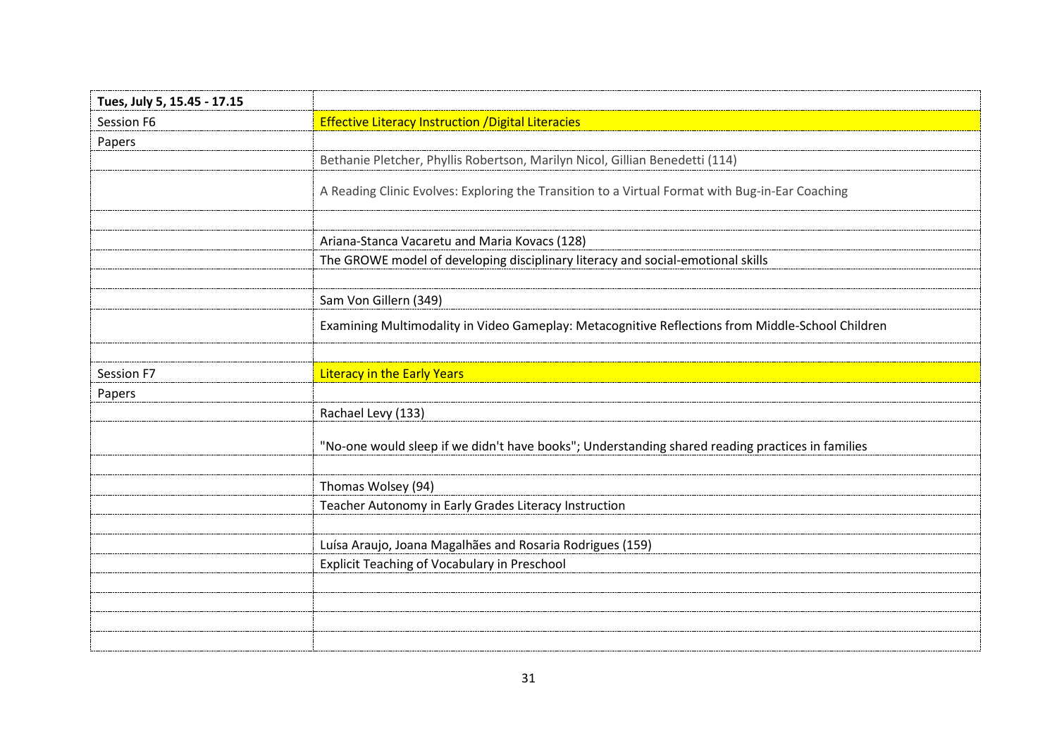| Tues, July 5, 15.45 - 17.15 | |
|---|---|
| Session F6 | Effective Literacy Instruction /Digital Literacies |
| Papers | |
| | Bethanie Pletcher, Phyllis Robertson, Marilyn Nicol, Gillian Benedetti (114) |
| | A Reading Clinic Evolves: Exploring the Transition to a Virtual Format with Bug-in-Ear Coaching |
| | |
| | Ariana-Stanca Vacaretu and Maria Kovacs (128) |
| | The GROWE model of developing disciplinary literacy and social-emotional skills |
| | |
| | Sam Von Gillern (349) |
| | Examining Multimodality in Video Gameplay: Metacognitive Reflections from Middle-School Children |
| | |
| Session F7 | Literacy in the Early Years |
| Papers | |
| | Rachael Levy (133) |
| | "No-one would sleep if we didn't have books"; Understanding shared reading practices in families |
| | |
| | Thomas Wolsey (94) |
| | Teacher Autonomy in Early Grades Literacy Instruction |
| | |
| | Luísa Araujo, Joana Magalhães and Rosaria Rodrigues (159) |
| | Explicit Teaching of Vocabulary in Preschool |
| | |
| | |
| | |
| | |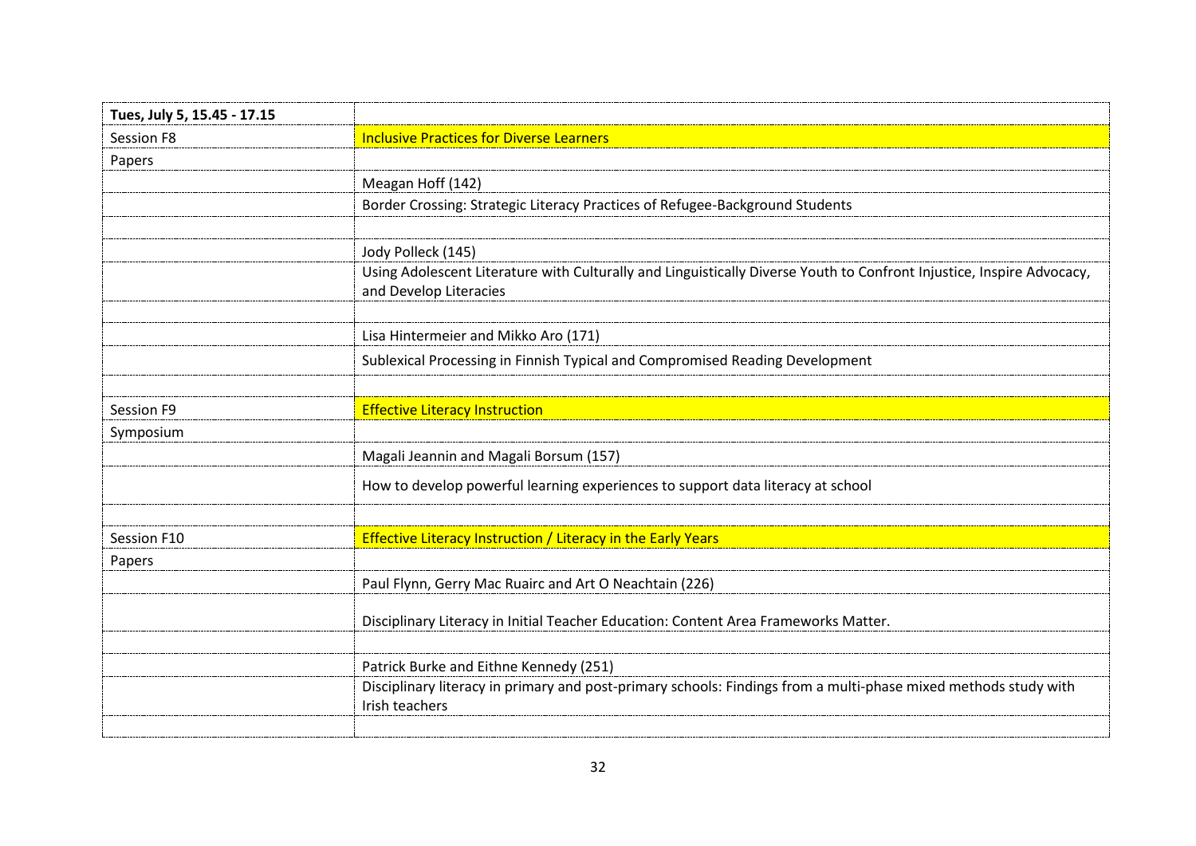| Tues, July 5, 15.45 - 17.15 | |
|---|---|
| Session F8 | Inclusive Practices for Diverse Learners |
| Papers | |
| | Meagan Hoff (142) |
| | Border Crossing: Strategic Literacy Practices of Refugee-Background Students |
| | |
| | Jody Polleck (145) |
| | Using Adolescent Literature with Culturally and Linguistically Diverse Youth to Confront Injustice, Inspire Advocacy, and Develop Literacies |
| | |
| | Lisa Hintermeier and Mikko Aro (171) |
| | Sublexical Processing in Finnish Typical and Compromised Reading Development |
| | |
| Session F9 | Effective Literacy Instruction |
| Symposium | |
| | Magali Jeannin and Magali Borsum (157) |
| | How to develop powerful learning experiences to support data literacy at school |
| | |
| Session F10 | Effective Literacy Instruction / Literacy in the Early Years |
| Papers | |
| | Paul Flynn, Gerry Mac Ruairc and Art O Neachtain (226) |
| | Disciplinary Literacy in Initial Teacher Education: Content Area Frameworks Matter. |
| | |
| | Patrick Burke and Eithne Kennedy (251) |
| | Disciplinary literacy in primary and post-primary schools: Findings from a multi-phase mixed methods study with Irish teachers |
| | |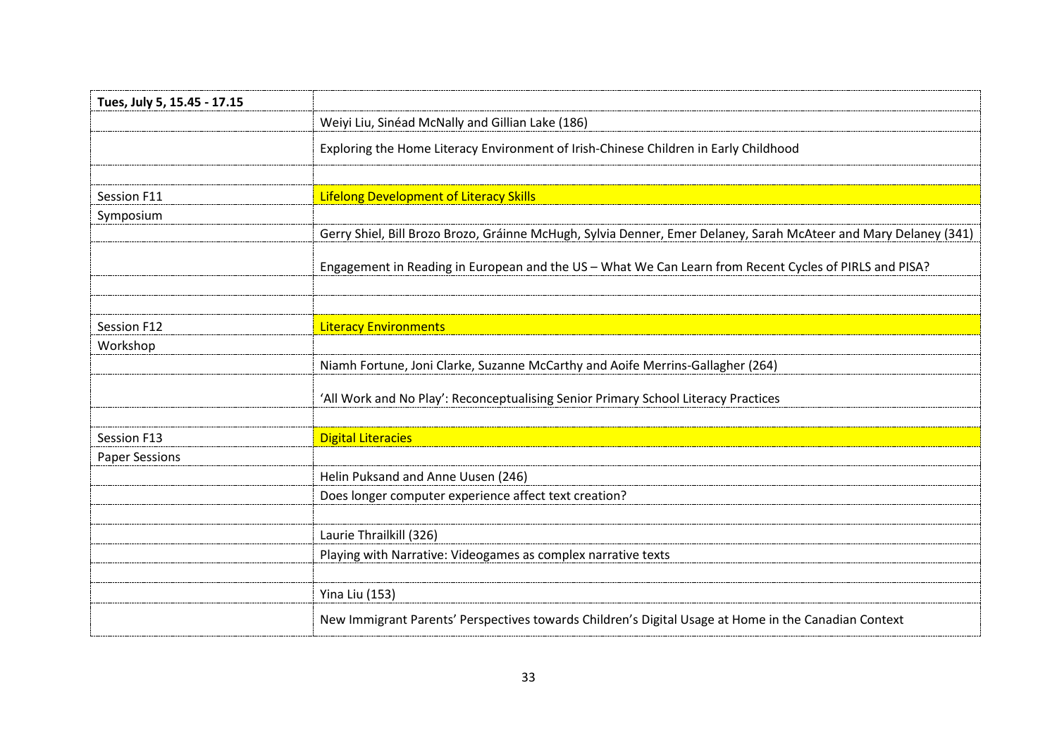| Tues, July 5, 15.45 - 17.15 | |
|---|---|
| | Weiyi Liu, Sinéad McNally and Gillian Lake (186) |
| | Exploring the Home Literacy Environment of Irish-Chinese Children in Early Childhood |
| | |
| Session F11 | Lifelong Development of Literacy Skills |
| Symposium | |
| | Gerry Shiel, Bill Brozo Brozo, Gráinne McHugh, Sylvia Denner, Emer Delaney, Sarah McAteer and Mary Delaney (341) |
| | Engagement in Reading in European and the US – What We Can Learn from Recent Cycles of PIRLS and PISA? |
| | |
| | |
| Session F12 | Literacy Environments |
| Workshop | |
| | Niamh Fortune, Joni Clarke, Suzanne McCarthy and Aoife Merrins-Gallagher (264) |
| | 'All Work and No Play': Reconceptualising Senior Primary School Literacy Practices |
| | |
| Session F13 | Digital Literacies |
| Paper Sessions | |
| | Helin Puksand and Anne Uusen (246) |
| | Does longer computer experience affect text creation? |
| | |
| | Laurie Thrailkill (326) |
| | Playing with Narrative: Videogames as complex narrative texts |
| | |
| | Yina Liu (153) |
| | New Immigrant Parents' Perspectives towards Children's Digital Usage at Home in the Canadian Context |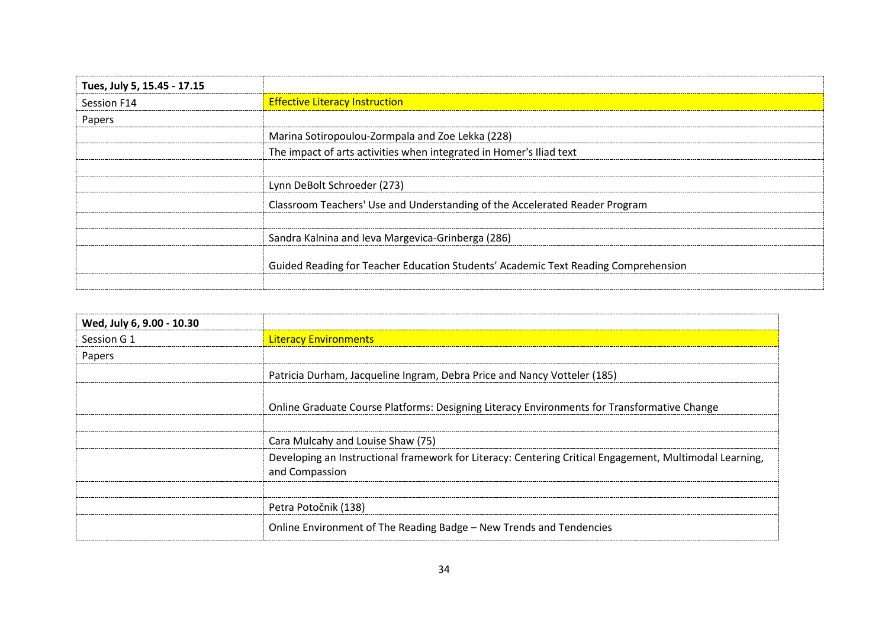| Tues, July 5, 15.45 - 17.15 | |
|---|---|
| Session F14 | Effective Literacy Instruction |
| Papers | |
| | Marina Sotiropoulou-Zormpala and Zoe Lekka (228) |
| | The impact of arts activities when integrated in Homer's Iliad text |
| | |
| | Lynn DeBolt Schroeder (273) |
| | Classroom Teachers' Use and Understanding of the Accelerated Reader Program |
| | |
| | Sandra Kalnina and Ieva Margevica-Grinberga (286) |
| | Guided Reading for Teacher Education Students' Academic Text Reading Comprehension |
| | |

| Wed, July 6, 9.00 - 10.30 | |
|---|---|
| Session G 1 | Literacy Environments |
| Papers | |
| | Patricia Durham, Jacqueline Ingram, Debra Price and Nancy Votteler (185) |
| | Online Graduate Course Platforms: Designing Literacy Environments for Transformative Change |
| | |
| | Cara Mulcahy and Louise Shaw (75) |
| | Developing an Instructional framework for Literacy: Centering Critical Engagement, Multimodal Learning, and Compassion |
| | |
| | Petra Potočnik (138) |
| | Online Environment of The Reading Badge – New Trends and Tendencies |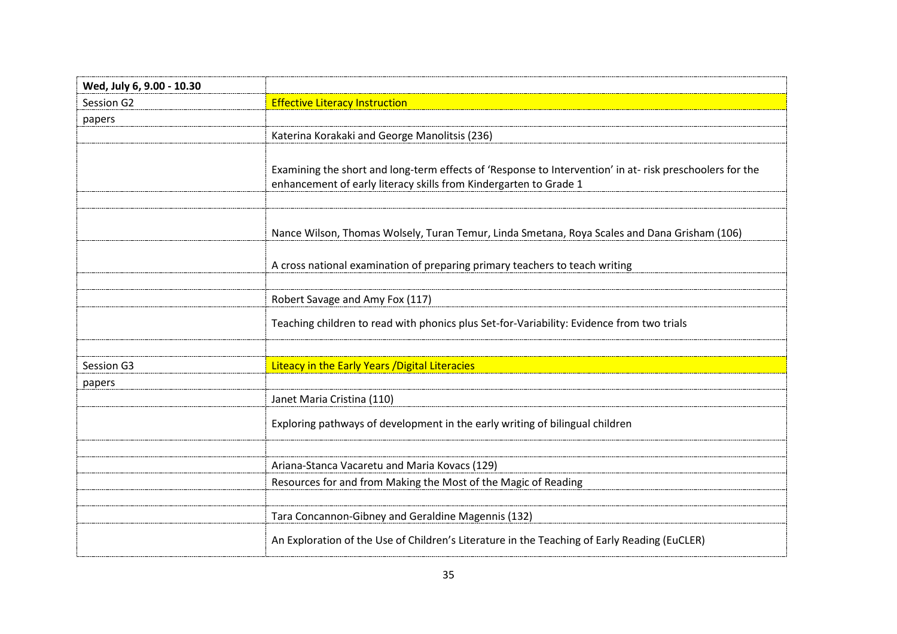| **Wed, July 6, 9.00 - 10.30** | |
|---|---|
| Session G2 | Effective Literacy Instruction |
| papers | |
| | Katerina Korakaki and George Manolitsis (236) |
| | Examining the short and long-term effects of 'Response to Intervention' in at- risk preschoolers for the enhancement of early literacy skills from Kindergarten to Grade 1 |
| | |
| | Nance Wilson, Thomas Wolsely, Turan Temur, Linda Smetana, Roya Scales and Dana Grisham (106) |
| | A cross national examination of preparing primary teachers to teach writing |
| | |
| | Robert Savage and Amy Fox (117) |
| | Teaching children to read with phonics plus Set-for-Variability: Evidence from two trials |
| | |
| Session G3 | Liteacy in the Early Years /Digital Literacies |
| papers | |
| | Janet Maria Cristina (110) |
| | Exploring pathways of development in the early writing of bilingual children |
| | |
| | Ariana-Stanca Vacaretu and Maria Kovacs (129) |
| | Resources for and from Making the Most of the Magic of Reading |
| | |
| | Tara Concannon-Gibney and Geraldine Magennis (132) |
| | An Exploration of the Use of Children's Literature in the Teaching of Early Reading (EuCLER) |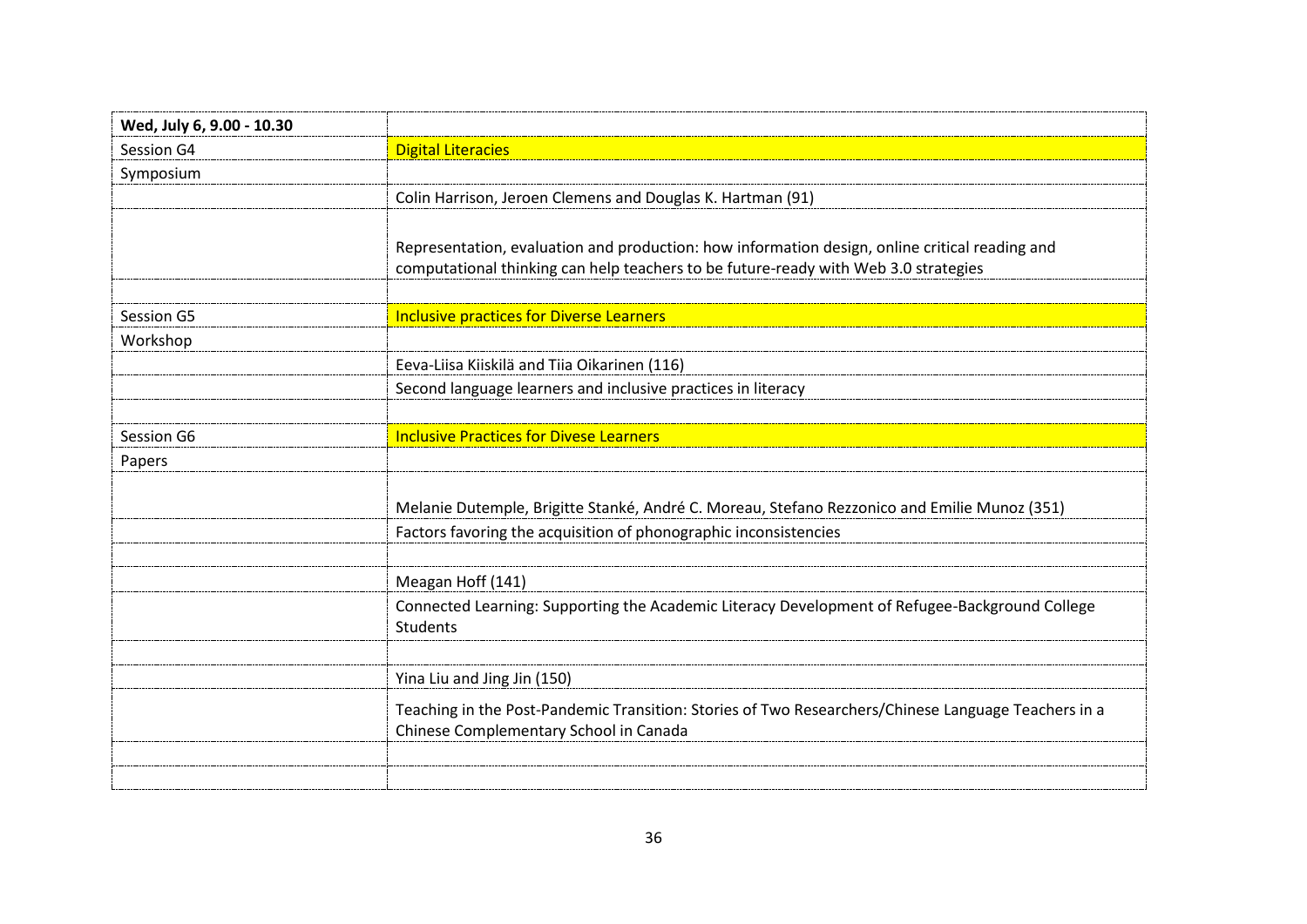| Wed, July 6, 9.00 - 10.30 | |
|---|---|
| Session G4 | Digital Literacies |
| Symposium | |
| | Colin Harrison, Jeroen Clemens and Douglas K. Hartman (91) |
| | Representation, evaluation and production: how information design, online critical reading and computational thinking can help teachers to be future-ready with Web 3.0 strategies |
| | |
| Session G5 | Inclusive practices for Diverse Learners |
| Workshop | |
| | Eeva-Liisa Kiiskilä and Tiia Oikarinen (116) |
| | Second language learners and inclusive practices in literacy |
| | |
| Session G6 | Inclusive Practices for Divese Learners |
| Papers | |
| | Melanie Dutemple, Brigitte Stanké, André C. Moreau, Stefano Rezzonico and Emilie Munoz (351) |
| | Factors favoring the acquisition of phonographic inconsistencies |
| | |
| | Meagan Hoff (141) |
| | Connected Learning: Supporting the Academic Literacy Development of Refugee-Background College Students |
| | |
| | Yina Liu and Jing Jin (150) |
| | Teaching in the Post-Pandemic Transition: Stories of Two Researchers/Chinese Language Teachers in a Chinese Complementary School in Canada |
| | |
| | |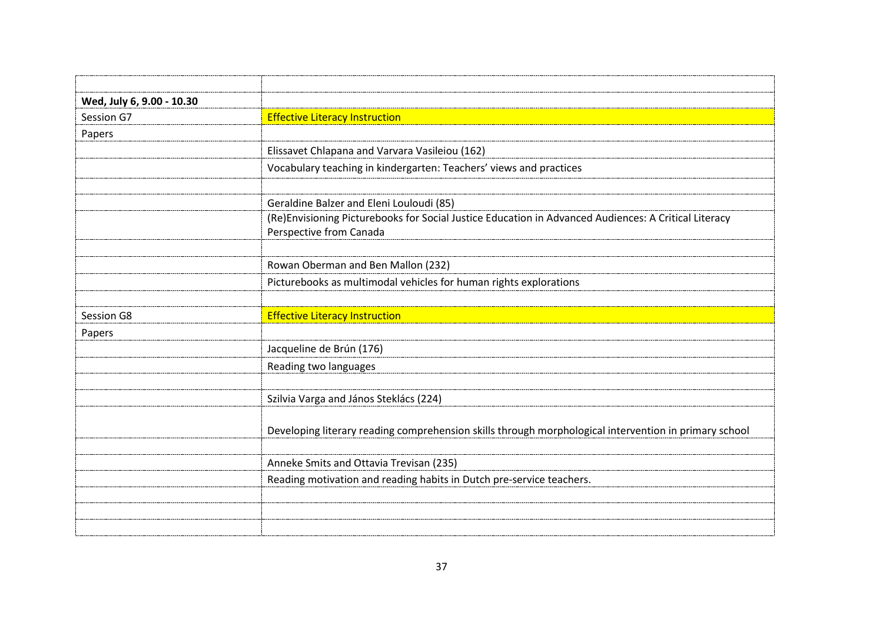| | |
|---|---|
| **Wed, July 6, 9.00 - 10.30** | |
| Session G7 | Effective Literacy Instruction |
| Papers | |
| | Elissavet Chlapana and Varvara Vasileiou (162) |
| | Vocabulary teaching in kindergarten: Teachers' views and practices |
| | |
| | Geraldine Balzer and Eleni Louloudi (85) |
| | (Re)Envisioning Picturebooks for Social Justice Education in Advanced Audiences: A Critical Literacy Perspective from Canada |
| | |
| | Rowan Oberman and Ben Mallon (232) |
| | Picturebooks as multimodal vehicles for human rights explorations |
| | |
| Session G8 | Effective Literacy Instruction |
| Papers | |
| | Jacqueline de Brún (176) |
| | Reading two languages |
| | |
| | Szilvia Varga and János Steklács (224) |
| | Developing literary reading comprehension skills through morphological intervention in primary school |
| | |
| | Anneke Smits and Ottavia Trevisan (235) |
| | Reading motivation and reading habits in Dutch pre-service teachers. |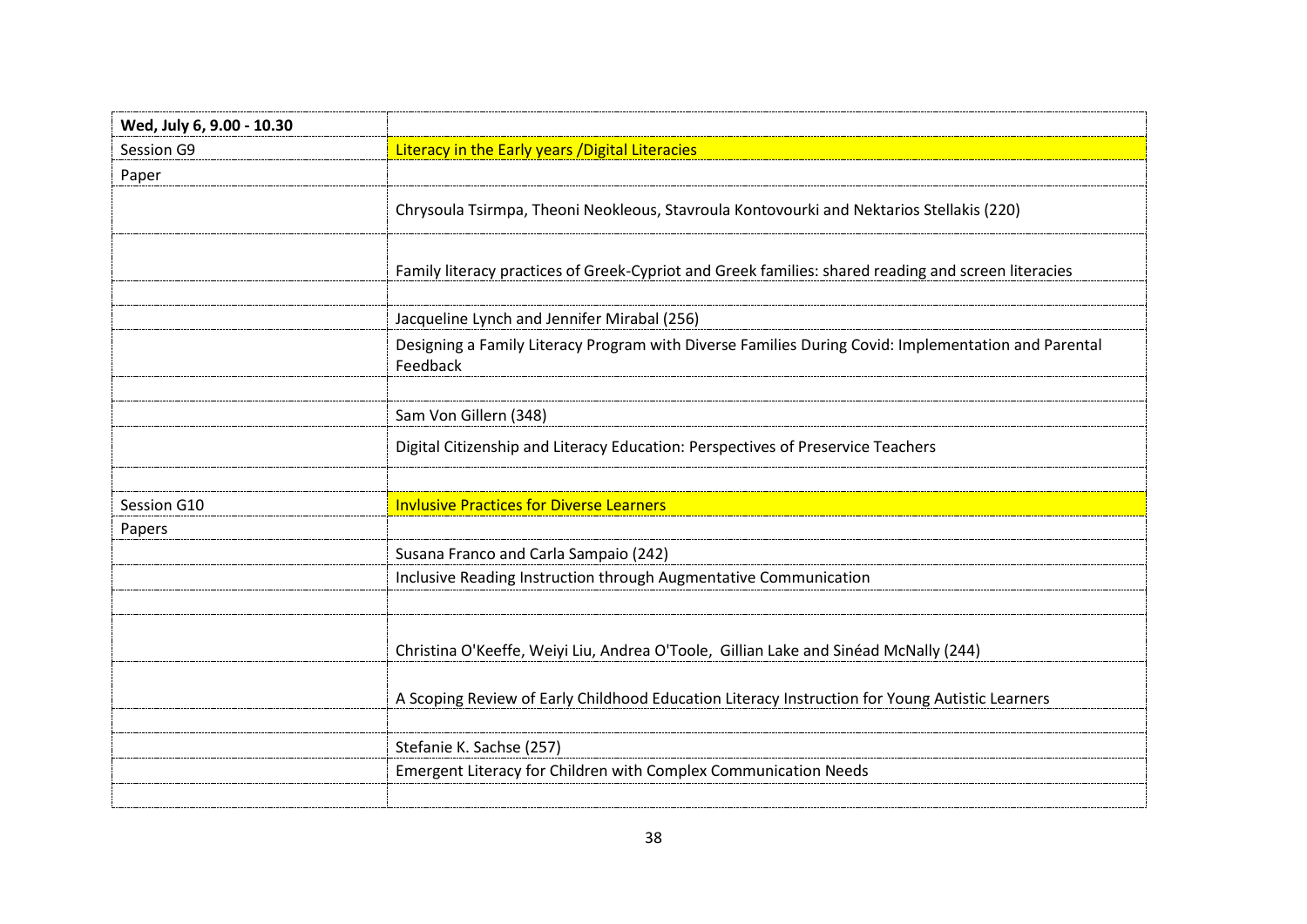| Wed, July 6, 9.00 - 10.30 | |
|---|---|
| Session G9 | Literacy in the Early years /Digital Literacies |
| Paper | |
| | Chrysoula Tsirmpa, Theoni Neokleous, Stavroula Kontovourki and Nektarios Stellakis (220) |
| | Family literacy practices of Greek-Cypriot and Greek families: shared reading and screen literacies |
| | |
| | Jacqueline Lynch and Jennifer Mirabal (256) |
| | Designing a Family Literacy Program with Diverse Families During Covid: Implementation and Parental Feedback |
| | |
| | Sam Von Gillern (348) |
| | Digital Citizenship and Literacy Education: Perspectives of Preservice Teachers |
| | |
| Session G10 | Invlusive Practices for Diverse Learners |
| Papers | |
| | Susana Franco and Carla Sampaio (242) |
| | Inclusive Reading Instruction through Augmentative Communication |
| | |
| | Christina O'Keeffe, Weiyi Liu, Andrea O'Toole, Gillian Lake and Sinéad McNally (244) |
| | A Scoping Review of Early Childhood Education Literacy Instruction for Young Autistic Learners |
| | |
| | Stefanie K. Sachse (257) |
| | Emergent Literacy for Children with Complex Communication Needs |
| | |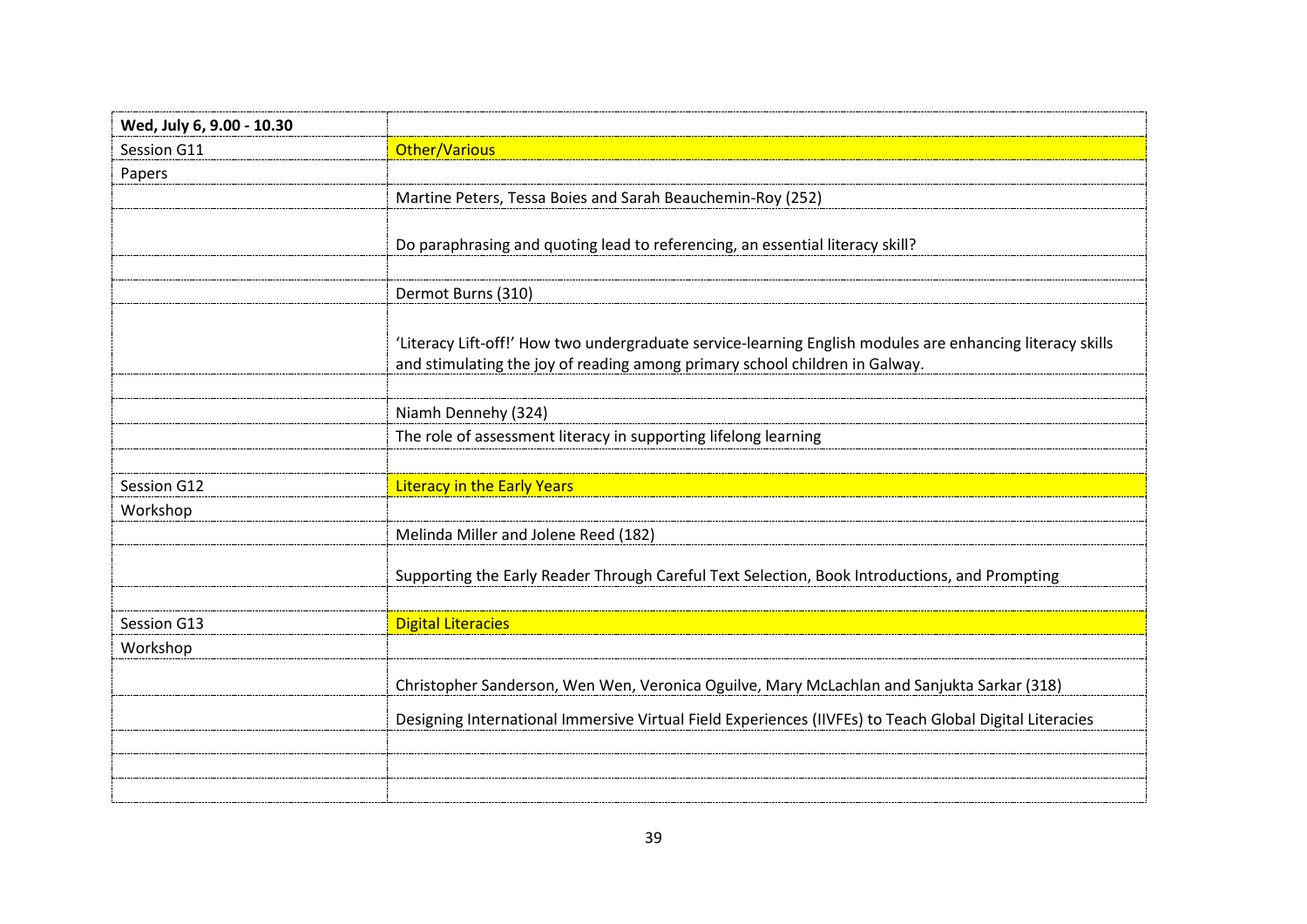| Wed, July 6, 9.00 - 10.30 | |
|---|---|
| Session G11 | Other/Various |
| Papers | |
| | Martine Peters, Tessa Boies and Sarah Beauchemin-Roy (252) |
| | Do paraphrasing and quoting lead to referencing, an essential literacy skill? |
| | |
| | Dermot Burns (310) |
| | 'Literacy Lift-off!' How two undergraduate service-learning English modules are enhancing literacy skills and stimulating the joy of reading among primary school children in Galway. |
| | |
| | Niamh Dennehy (324) |
| | The role of assessment literacy in supporting lifelong learning |
| | |
| Session G12 | Literacy in the Early Years |
| Workshop | |
| | Melinda Miller and Jolene Reed (182) |
| | Supporting the Early Reader Through Careful Text Selection, Book Introductions, and Prompting |
| | |
| Session G13 | Digital Literacies |
| Workshop | |
| | Christopher Sanderson, Wen Wen, Veronica Oguilve, Mary McLachlan and Sanjukta Sarkar (318) |
| | Designing International Immersive Virtual Field Experiences (IIVFEs) to Teach Global Digital Literacies |
| | |
| | |
| | |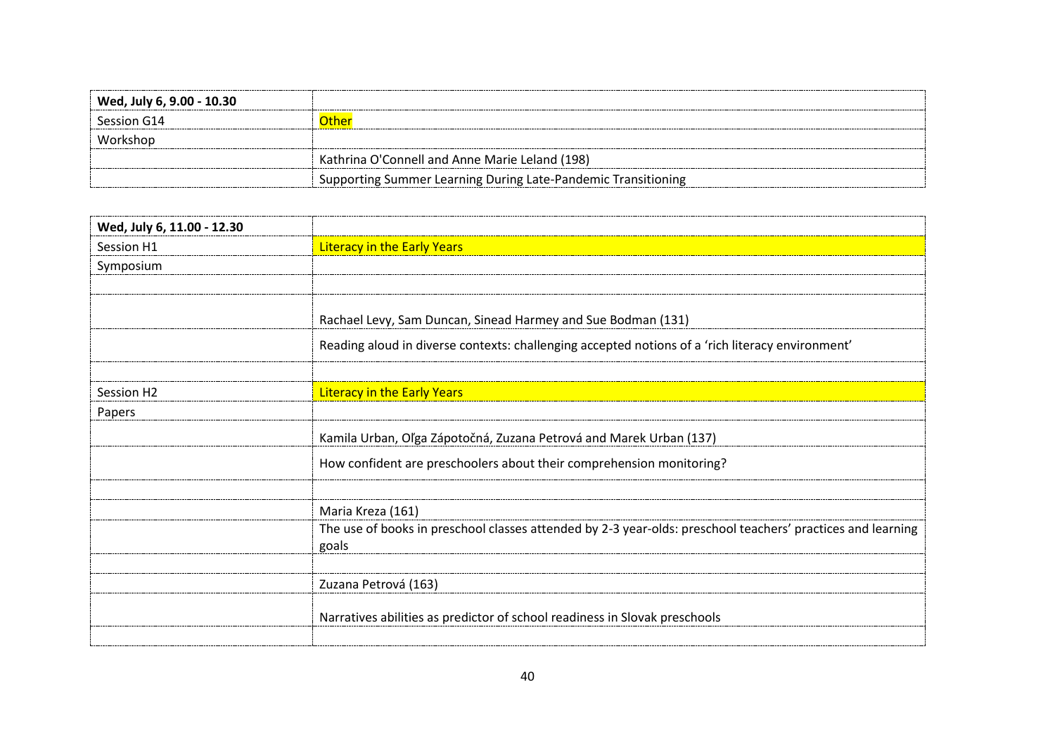| Wed, July 6, 9.00 - 10.30 | |
| --- | --- |
| Session G14 | Other |
| Workshop | |
| | Kathrina O'Connell and Anne Marie Leland (198) |
| | Supporting Summer Learning During Late-Pandemic Transitioning |

| Wed, July 6, 11.00 - 12.30 | |
| --- | --- |
| Session H1 | Literacy in the Early Years |
| Symposium | |
| | |
| | Rachael Levy, Sam Duncan, Sinead Harmey and Sue Bodman (131) |
| | Reading aloud in diverse contexts: challenging accepted notions of a 'rich literacy environment' |
| | |
| Session H2 | Literacy in the Early Years |
| Papers | |
| | Kamila Urban, Oľga Zápotočná, Zuzana Petrová and Marek Urban (137) |
| | How confident are preschoolers about their comprehension monitoring? |
| | |
| | Maria Kreza (161) |
| | The use of books in preschool classes attended by 2-3 year-olds: preschool teachers' practices and learning goals |
| | |
| | Zuzana Petrová (163) |
| | Narratives abilities as predictor of school readiness in Slovak preschools |
| | |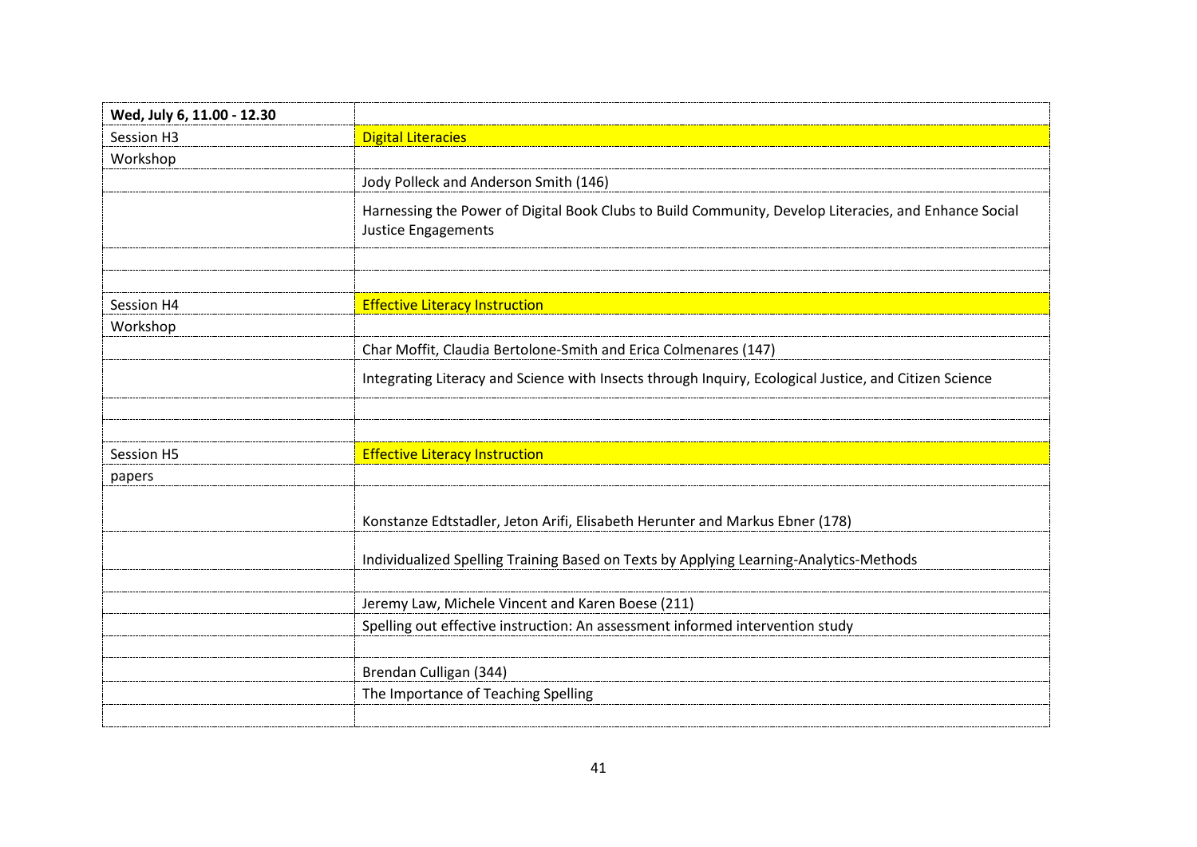| Wed, July 6, 11.00 - 12.30 | |
|---|---|
| Session H3 | Digital Literacies |
| Workshop | |
| | Jody Polleck and Anderson Smith (146) |
| | Harnessing the Power of Digital Book Clubs to Build Community, Develop Literacies, and Enhance Social Justice Engagements |
| | |
| | |
| Session H4 | Effective Literacy Instruction |
| Workshop | |
| | Char Moffit, Claudia Bertolone-Smith and Erica Colmenares (147) |
| | Integrating Literacy and Science with Insects through Inquiry, Ecological Justice, and Citizen Science |
| | |
| | |
| Session H5 | Effective Literacy Instruction |
| papers | |
| | Konstanze Edtstadler, Jeton Arifi, Elisabeth Herunter and Markus Ebner (178) |
| | Individualized Spelling Training Based on Texts by Applying Learning-Analytics-Methods |
| | |
| | Jeremy Law, Michele Vincent and Karen Boese (211) |
| | Spelling out effective instruction: An assessment informed intervention study |
| | |
| | Brendan Culligan (344) |
| | The Importance of Teaching Spelling |
| | |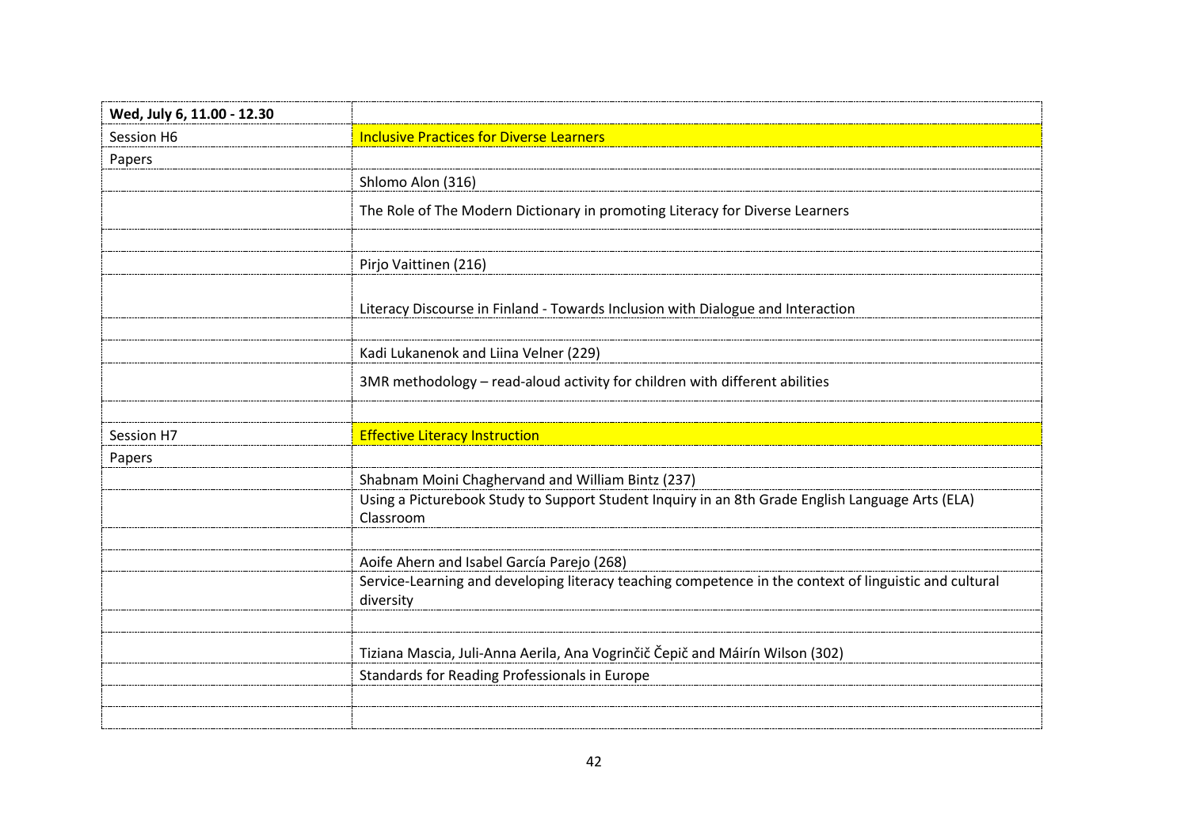| Wed, July 6, 11.00 - 12.30 | |
|---|---|
| Session H6 | Inclusive Practices for Diverse Learners |
| Papers | |
| | Shlomo Alon (316) |
| | The Role of The Modern Dictionary in promoting Literacy for Diverse Learners |
| | |
| | Pirjo Vaittinen (216) |
| | Literacy Discourse in Finland - Towards Inclusion with Dialogue and Interaction |
| | |
| | Kadi Lukanenok and Liina Velner (229) |
| | 3MR methodology – read-aloud activity for children with different abilities |
| | |
| Session H7 | Effective Literacy Instruction |
| Papers | |
| | Shabnam Moini Chaghervand and William Bintz (237) |
| | Using a Picturebook Study to Support Student Inquiry in an 8th Grade English Language Arts (ELA) Classroom |
| | |
| | Aoife Ahern and Isabel García Parejo (268) |
| | Service-Learning and developing literacy teaching competence in the context of linguistic and cultural diversity |
| | |
| | Tiziana Mascia, Juli-Anna Aerila, Ana Vogrinčič Čepič and Máirín Wilson (302) |
| | Standards for Reading Professionals in Europe |
| | |
| | |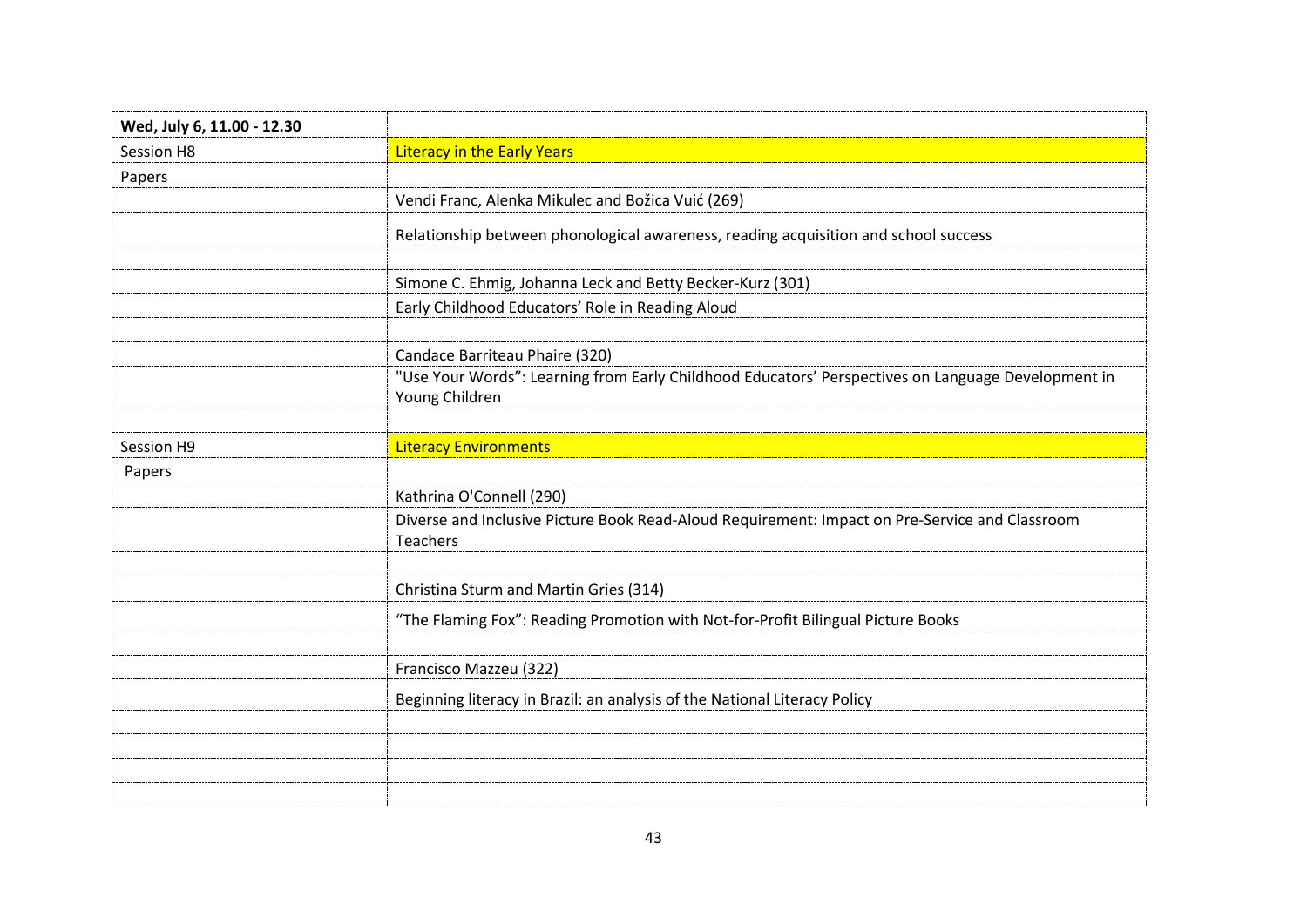| **Wed, July 6, 11.00 - 12.30** | |
|---|---|
| Session H8 | Literacy in the Early Years |
| Papers | |
| | Vendi Franc, Alenka Mikulec and Božica Vuić (269) |
| | Relationship between phonological awareness, reading acquisition and school success |
| | |
| | Simone C. Ehmig, Johanna Leck and Betty Becker-Kurz (301) |
| | Early Childhood Educators' Role in Reading Aloud |
| | |
| | Candace Barriteau Phaire (320) |
| | "Use Your Words": Learning from Early Childhood Educators' Perspectives on Language Development in Young Children |
| | |
| Session H9 | Literacy Environments |
| Papers | |
| | Kathrina O'Connell (290) |
| | Diverse and Inclusive Picture Book Read-Aloud Requirement: Impact on Pre-Service and Classroom Teachers |
| | |
| | Christina Sturm and Martin Gries (314) |
| | "The Flaming Fox": Reading Promotion with Not-for-Profit Bilingual Picture Books |
| | |
| | Francisco Mazzeu (322) |
| | Beginning literacy in Brazil: an analysis of the National Literacy Policy |
| | |
| | |
| | |
| | |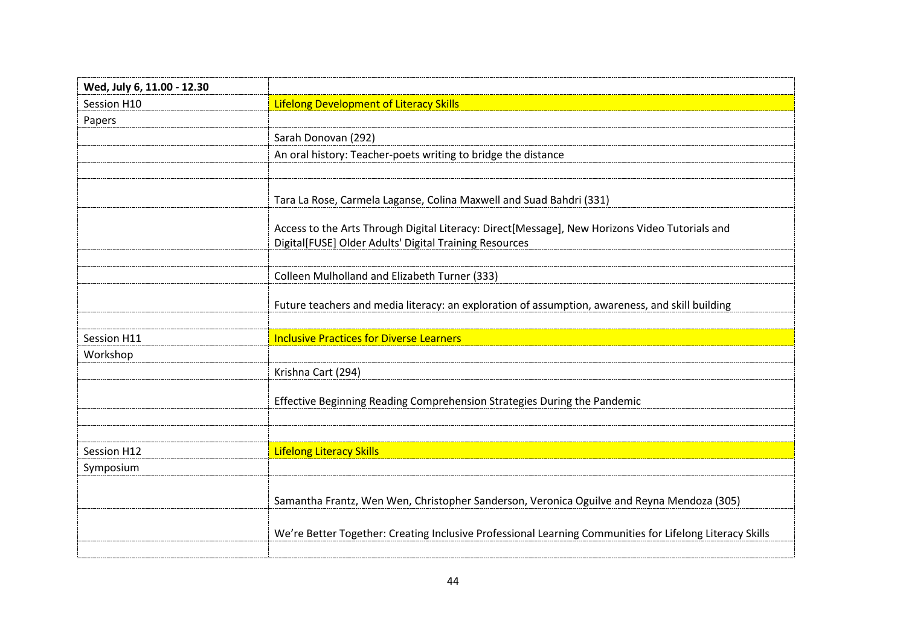| Wed, July 6, 11.00 - 12.30 | |
|---|---|
| Session H10 | Lifelong Development of Literacy Skills |
| Papers | |
| | Sarah Donovan (292) |
| | An oral history: Teacher-poets writing to bridge the distance |
| | |
| | Tara La Rose, Carmela Laganse, Colina Maxwell and Suad Bahdri (331) |
| | Access to the Arts Through Digital Literacy: Direct[Message], New Horizons Video Tutorials and Digital[FUSE] Older Adults' Digital Training Resources |
| | |
| | Colleen Mulholland and Elizabeth Turner (333) |
| | Future teachers and media literacy: an exploration of assumption, awareness, and skill building |
| | |
| Session H11 | Inclusive Practices for Diverse Learners |
| Workshop | |
| | Krishna Cart (294) |
| | Effective Beginning Reading Comprehension Strategies During the Pandemic |
| | |
| | |
| Session H12 | Lifelong Literacy Skills |
| Symposium | |
| | Samantha Frantz, Wen Wen, Christopher Sanderson, Veronica Oguilve and Reyna Mendoza (305) |
| | We're Better Together: Creating Inclusive Professional Learning Communities for Lifelong Literacy Skills |
| | |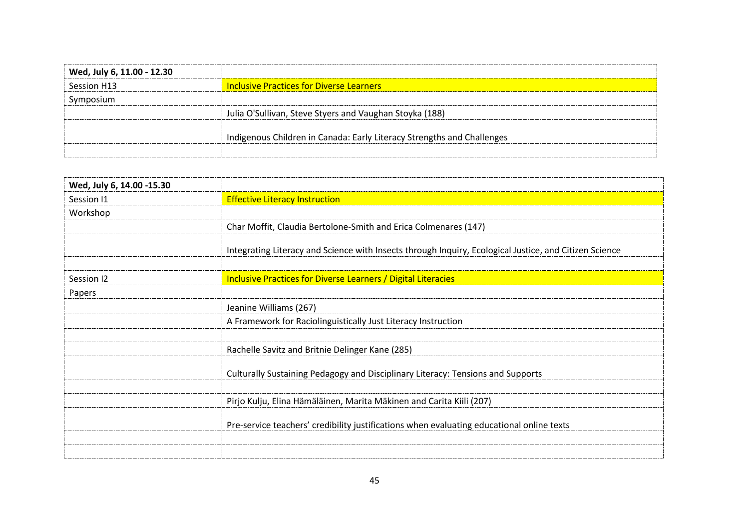| Wed, July 6, 11.00 - 12.30 | |
|---|---|
| Session H13 | Inclusive Practices for Diverse Learners |
| Symposium | |
| | Julia O'Sullivan, Steve Styers and Vaughan Stoyka (188) |
| | Indigenous Children in Canada: Early Literacy Strengths and Challenges |
| | |

| Wed, July 6, 14.00 -15.30 | |
|---|---|
| Session I1 | Effective Literacy Instruction |
| Workshop | |
| | Char Moffit, Claudia Bertolone-Smith and Erica Colmenares (147) |
| | Integrating Literacy and Science with Insects through Inquiry, Ecological Justice, and Citizen Science |
| | |
| Session I2 | Inclusive Practices for Diverse Learners / Digital Literacies |
| Papers | |
| | Jeanine Williams (267) |
| | A Framework for Raciolinguistically Just Literacy Instruction |
| | |
| | Rachelle Savitz and Britnie Delinger Kane (285) |
| | Culturally Sustaining Pedagogy and Disciplinary Literacy: Tensions and Supports |
| | |
| | Pirjo Kulju, Elina Hämäläinen, Marita Mäkinen and Carita Kiili (207) |
| | Pre-service teachers' credibility justifications when evaluating educational online texts |
| | |
| | |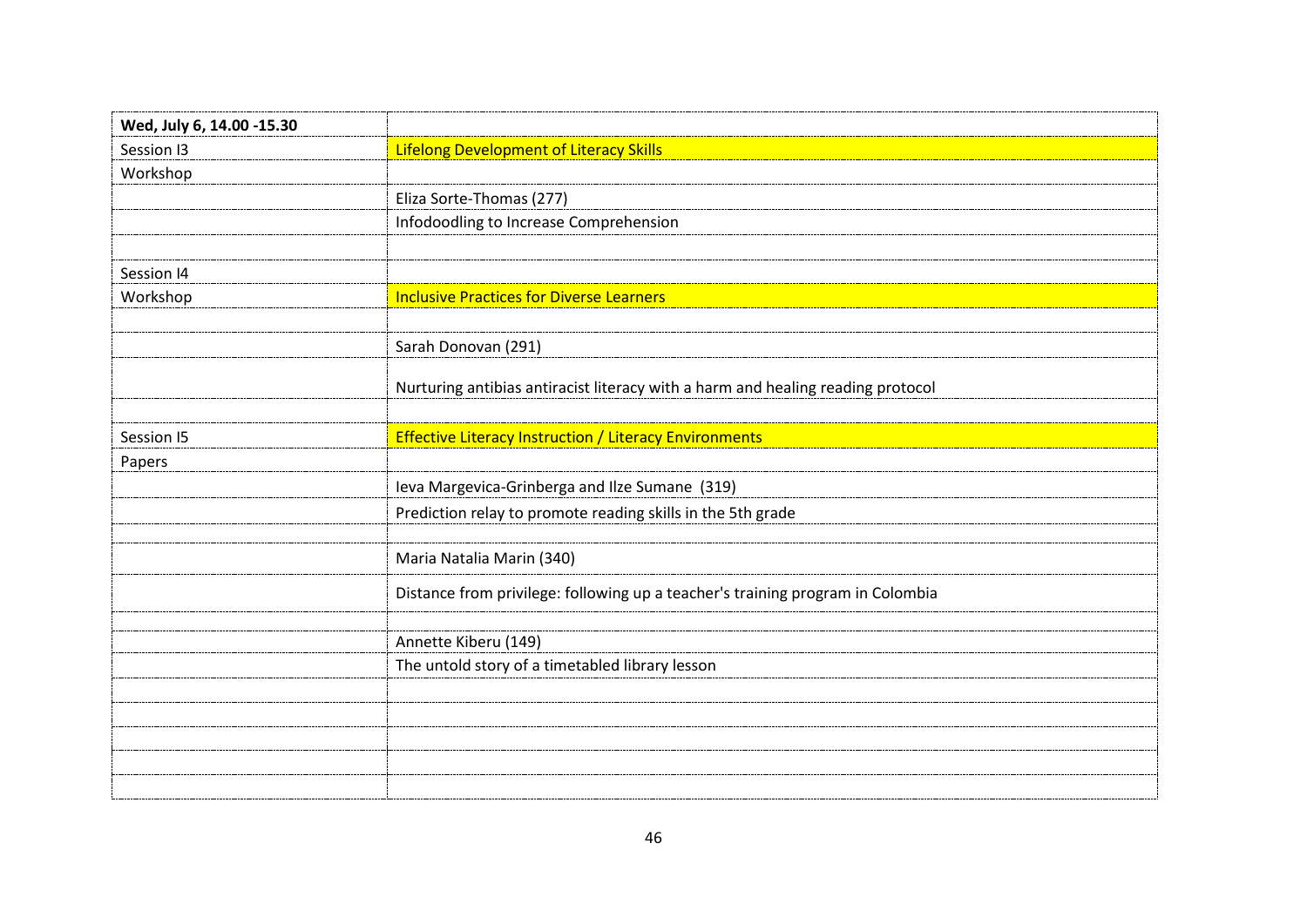| **Wed, July 6, 14.00 -15.30** | |
|---|---|
| Session I3 | Lifelong Development of Literacy Skills |
| Workshop | |
| | Eliza Sorte-Thomas (277) |
| | Infodoodling to Increase Comprehension |
| | |
| Session I4 | |
| Workshop | Inclusive Practices for Diverse Learners |
| | |
| | Sarah Donovan (291) |
| | Nurturing antibias antiracist literacy with a harm and healing reading protocol |
| | |
| Session I5 | Effective Literacy Instruction / Literacy Environments |
| Papers | |
| | Ieva Margevica-Grinberga and Ilze Sumane (319) |
| | Prediction relay to promote reading skills in the 5th grade |
| | |
| | Maria Natalia Marin (340) |
| | Distance from privilege: following up a teacher's training program in Colombia |
| | |
| | Annette Kiberu (149) |
| | The untold story of a timetabled library lesson |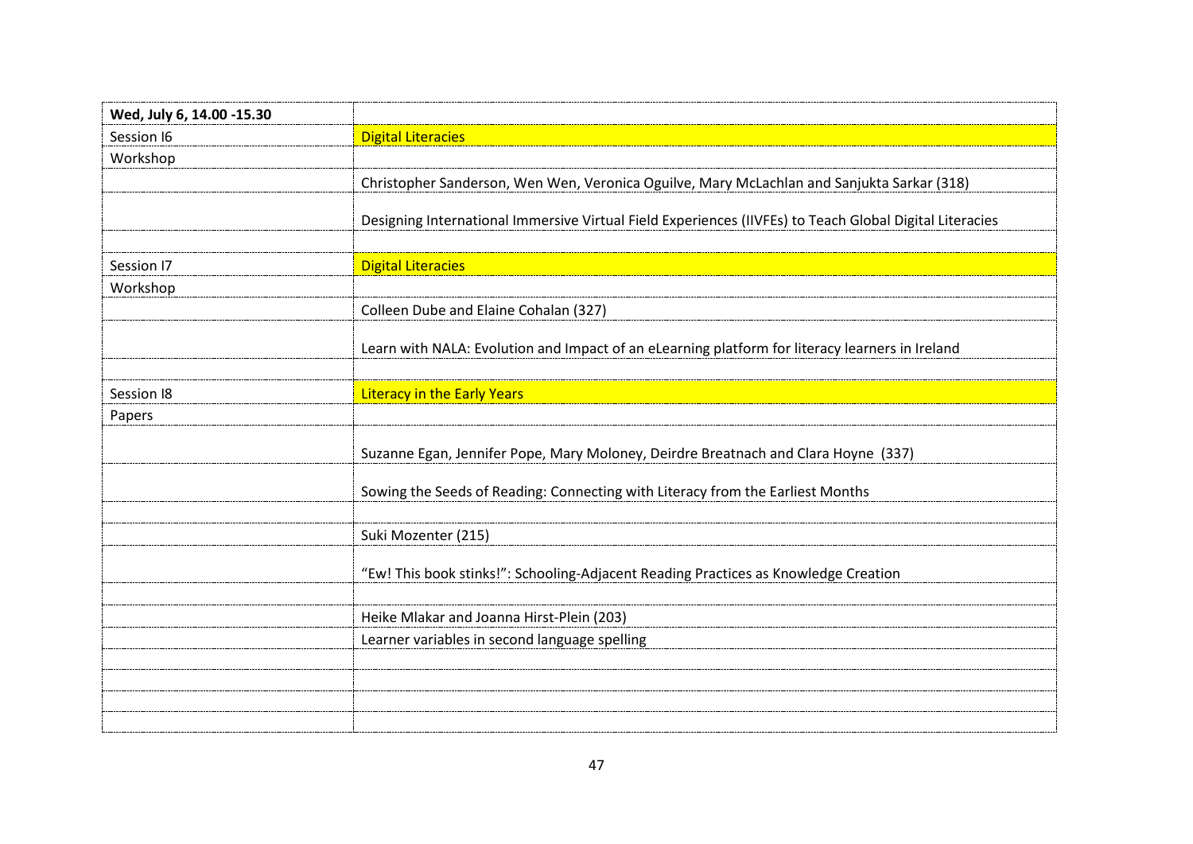| Wed, July 6, 14.00 -15.30 | |
|---|---|
| Session I6 | Digital Literacies |
| Workshop | |
| | Christopher Sanderson, Wen Wen, Veronica Oguilve, Mary McLachlan and Sanjukta Sarkar (318) |
| | Designing International Immersive Virtual Field Experiences (IIVFEs) to Teach Global Digital Literacies |
| | |
| Session I7 | Digital Literacies |
| Workshop | |
| | Colleen Dube and Elaine Cohalan (327) |
| | Learn with NALA: Evolution and Impact of an eLearning platform for literacy learners in Ireland |
| | |
| Session I8 | Literacy in the Early Years |
| Papers | |
| | Suzanne Egan, Jennifer Pope, Mary Moloney, Deirdre Breatnach and Clara Hoyne (337) |
| | Sowing the Seeds of Reading: Connecting with Literacy from the Earliest Months |
| | |
| | Suki Mozenter (215) |
| | "Ew! This book stinks!": Schooling-Adjacent Reading Practices as Knowledge Creation |
| | |
| | Heike Mlakar and Joanna Hirst-Plein (203) |
| | Learner variables in second language spelling |
| | |
| | |
| | |
| | |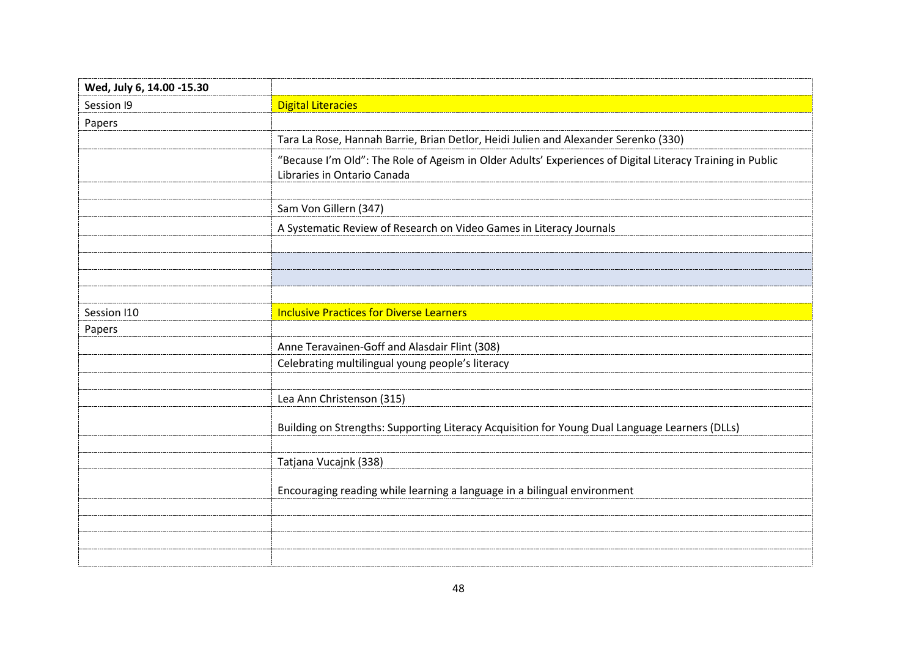| Wed, July 6, 14.00 -15.30 | |
| --- | --- |
| Session I9 | Digital Literacies |
| Papers | |
| | Tara La Rose, Hannah Barrie, Brian Detlor, Heidi Julien and Alexander Serenko (330) |
| | "Because I'm Old": The Role of Ageism in Older Adults' Experiences of Digital Literacy Training in Public Libraries in Ontario Canada |
| | |
| | Sam Von Gillern (347) |
| | A Systematic Review of Research on Video Games in Literacy Journals |
| | |
| | |
| | |
| | |
| Session I10 | Inclusive Practices for Diverse Learners |
| Papers | |
| | Anne Teravainen-Goff and Alasdair Flint (308) |
| | Celebrating multilingual young people's literacy |
| | |
| | Lea Ann Christenson (315) |
| | Building on Strengths: Supporting Literacy Acquisition for Young Dual Language Learners (DLLs) |
| | |
| | Tatjana Vucajnk (338) |
| | Encouraging reading while learning a language in a bilingual environment |
| | |
| | |
| | |
| | |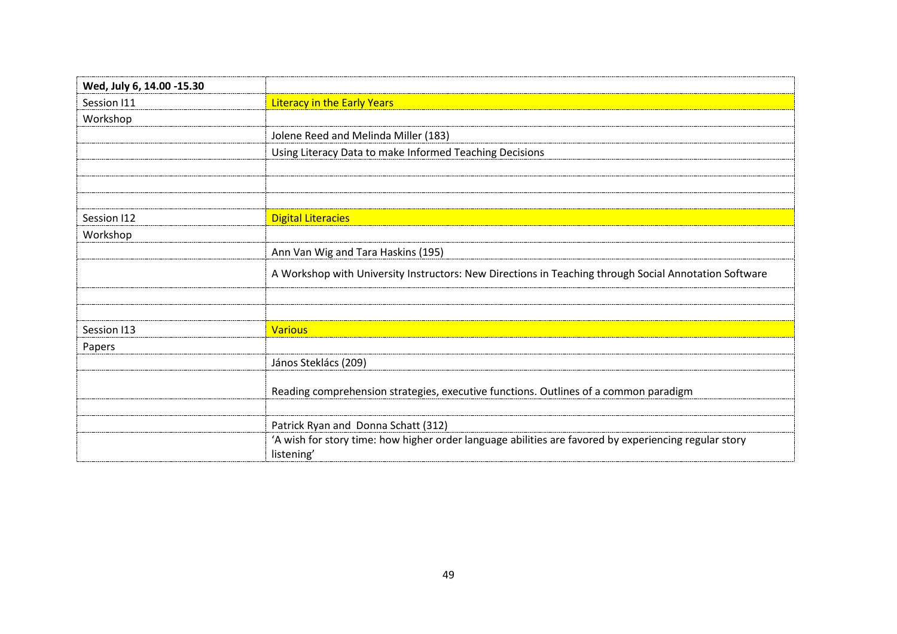| Wed, July 6, 14.00 -15.30 | |
|---|---|
| Session I11 | Literacy in the Early Years |
| Workshop | |
| | Jolene Reed and Melinda Miller (183) |
| | Using Literacy Data to make Informed Teaching Decisions |
| | |
| | |
| | |
| Session I12 | Digital Literacies |
| Workshop | |
| | Ann Van Wig and Tara Haskins (195) |
| | A Workshop with University Instructors: New Directions in Teaching through Social Annotation Software |
| | |
| | |
| Session I13 | Various |
| Papers | |
| | János Steklács (209) |
| | Reading comprehension strategies, executive functions. Outlines of a common paradigm |
| | |
| | Patrick Ryan and Donna Schatt (312) |
| | 'A wish for story time: how higher order language abilities are favored by experiencing regular story listening' |